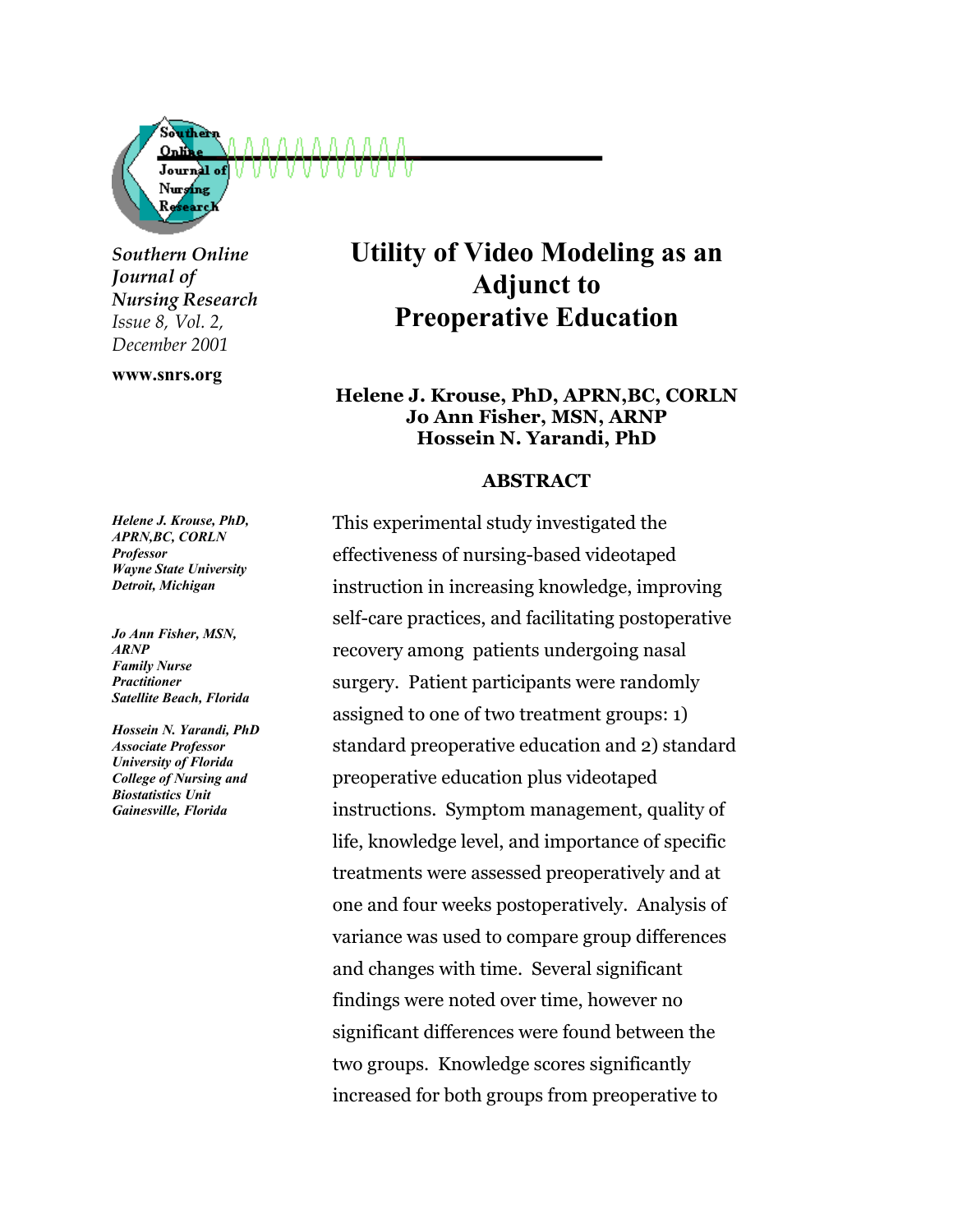*Southern Online Journal of Nursing Research*
*Issue 8, Vol. 2, December 2001*

**www.snrs.org**

# Utility of Video Modeling as an Adjunct to Preoperative Education

**Helene J. Krouse, PhD, APRN,BC, CORLN**
**Jo Ann Fisher, MSN, ARNP**
**Hossein N. Yarandi, PhD**

***Helene J. Krouse, PhD, APRN,BC, CORLN***
***Professor***
***Wayne State University***
***Detroit, Michigan***

***Jo Ann Fisher, MSN, ARNP***
***Family Nurse Practitioner***
***Satellite Beach, Florida***

***Hossein N. Yarandi, PhD***
***Associate Professor***
***University of Florida***
***College of Nursing and Biostatistics Unit***
***Gainesville, Florida***

## ABSTRACT

This experimental study investigated the effectiveness of nursing-based videotaped instruction in increasing knowledge, improving self-care practices, and facilitating postoperative recovery among patients undergoing nasal surgery. Patient participants were randomly assigned to one of two treatment groups: 1) standard preoperative education and 2) standard preoperative education plus videotaped instructions. Symptom management, quality of life, knowledge level, and importance of specific treatments were assessed preoperatively and at one and four weeks postoperatively. Analysis of variance was used to compare group differences and changes with time. Several significant findings were noted over time, however no significant differences were found between the two groups. Knowledge scores significantly increased for both groups from preoperative to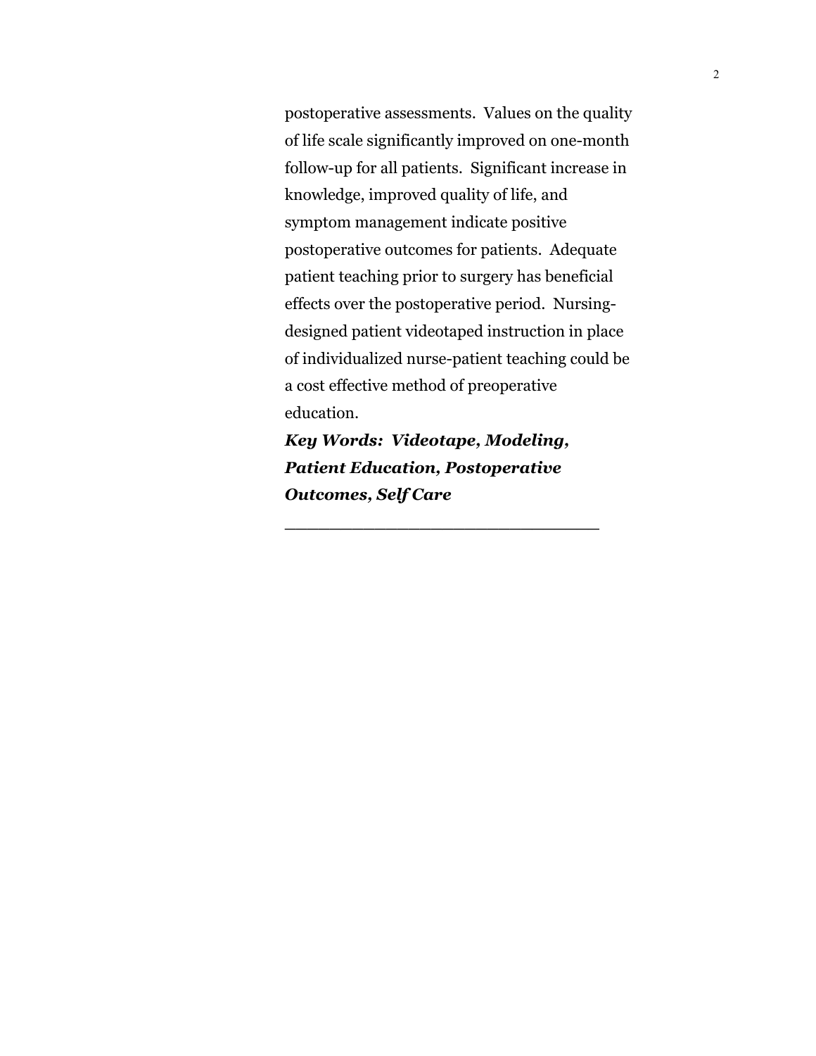postoperative assessments. Values on the quality of life scale significantly improved on one-month follow-up for all patients. Significant increase in knowledge, improved quality of life, and symptom management indicate positive postoperative outcomes for patients. Adequate patient teaching prior to surgery has beneficial effects over the postoperative period. Nursing-designed patient videotaped instruction in place of individualized nurse-patient teaching could be a cost effective method of preoperative education.

***Key Words: Videotape, Modeling, Patient Education, Postoperative Outcomes, Self Care***

---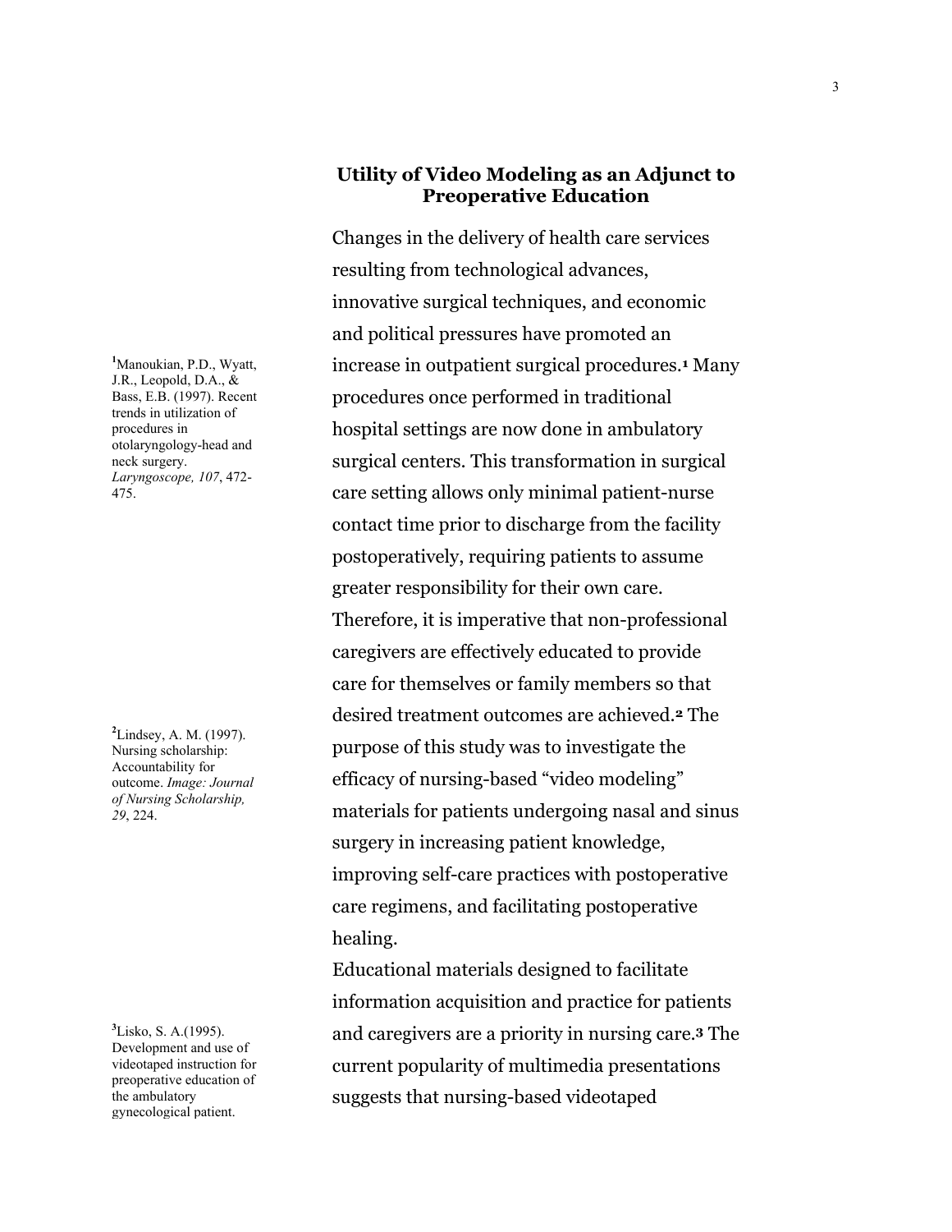## Utility of Video Modeling as an Adjunct to Preoperative Education

Changes in the delivery of health care services resulting from technological advances, innovative surgical techniques, and economic and political pressures have promoted an increase in outpatient surgical procedures.[1] Many procedures once performed in traditional hospital settings are now done in ambulatory surgical centers. This transformation in surgical care setting allows only minimal patient-nurse contact time prior to discharge from the facility postoperatively, requiring patients to assume greater responsibility for their own care. Therefore, it is imperative that non-professional caregivers are effectively educated to provide care for themselves or family members so that desired treatment outcomes are achieved.[2] The purpose of this study was to investigate the efficacy of nursing-based "video modeling" materials for patients undergoing nasal and sinus surgery in increasing patient knowledge, improving self-care practices with postoperative care regimens, and facilitating postoperative healing.

Educational materials designed to facilitate information acquisition and practice for patients and caregivers are a priority in nursing care.[3] The current popularity of multimedia presentations suggests that nursing-based videotaped

[1]Manoukian, P.D., Wyatt, J.R., Leopold, D.A., & Bass, E.B. (1997). Recent trends in utilization of procedures in otolaryngology-head and neck surgery. *Laryngoscope, 107*, 472-475.

[2]Lindsey, A. M. (1997). Nursing scholarship: Accountability for outcome. *Image: Journal of Nursing Scholarship, 29*, 224.

[3]Lisko, S. A.(1995). Development and use of videotaped instruction for preoperative education of the ambulatory gynecological patient.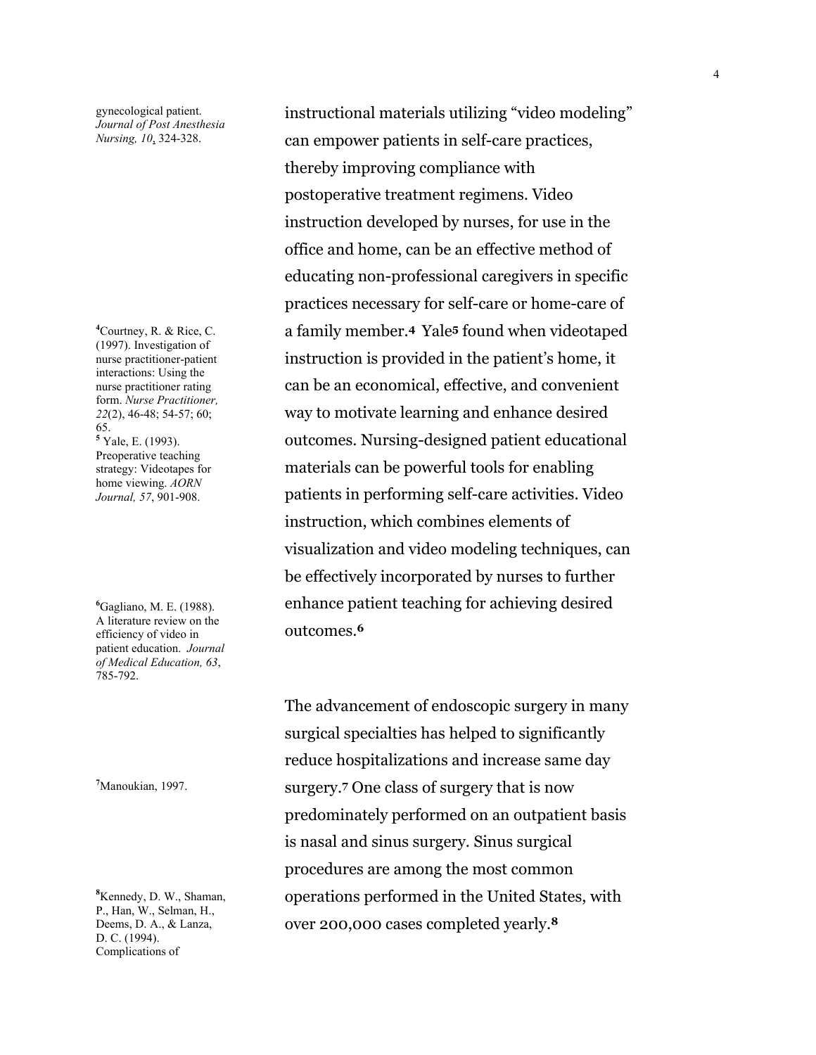gynecological patient. *Journal of Post Anesthesia Nursing, 10*, 324-328.

instructional materials utilizing "video modeling" can empower patients in self-care practices, thereby improving compliance with postoperative treatment regimens. Video instruction developed by nurses, for use in the office and home, can be an effective method of educating non-professional caregivers in specific practices necessary for self-care or home-care of a family member.[4] Yale[5] found when videotaped instruction is provided in the patient's home, it can be an economical, effective, and convenient way to motivate learning and enhance desired outcomes. Nursing-designed patient educational materials can be powerful tools for enabling patients in performing self-care activities. Video instruction, which combines elements of visualization and video modeling techniques, can be effectively incorporated by nurses to further enhance patient teaching for achieving desired outcomes.[6]

[4]Courtney, R. & Rice, C. (1997). Investigation of nurse practitioner-patient interactions: Using the nurse practitioner rating form. *Nurse Practitioner, 22*(2), 46-48; 54-57; 60; 65.

[5] Yale, E. (1993). Preoperative teaching strategy: Videotapes for home viewing. *AORN Journal, 57*, 901-908.

[6]Gagliano, M. E. (1988). A literature review on the efficiency of video in patient education. *Journal of Medical Education, 63*, 785-792.

The advancement of endoscopic surgery in many surgical specialties has helped to significantly reduce hospitalizations and increase same day surgery.[7] One class of surgery that is now predominately performed on an outpatient basis is nasal and sinus surgery. Sinus surgical procedures are among the most common operations performed in the United States, with over 200,000 cases completed yearly.[8]

[7]Manoukian, 1997.

[8]Kennedy, D. W., Shaman, P., Han, W., Selman, H., Deems, D. A., & Lanza, D. C. (1994). Complications of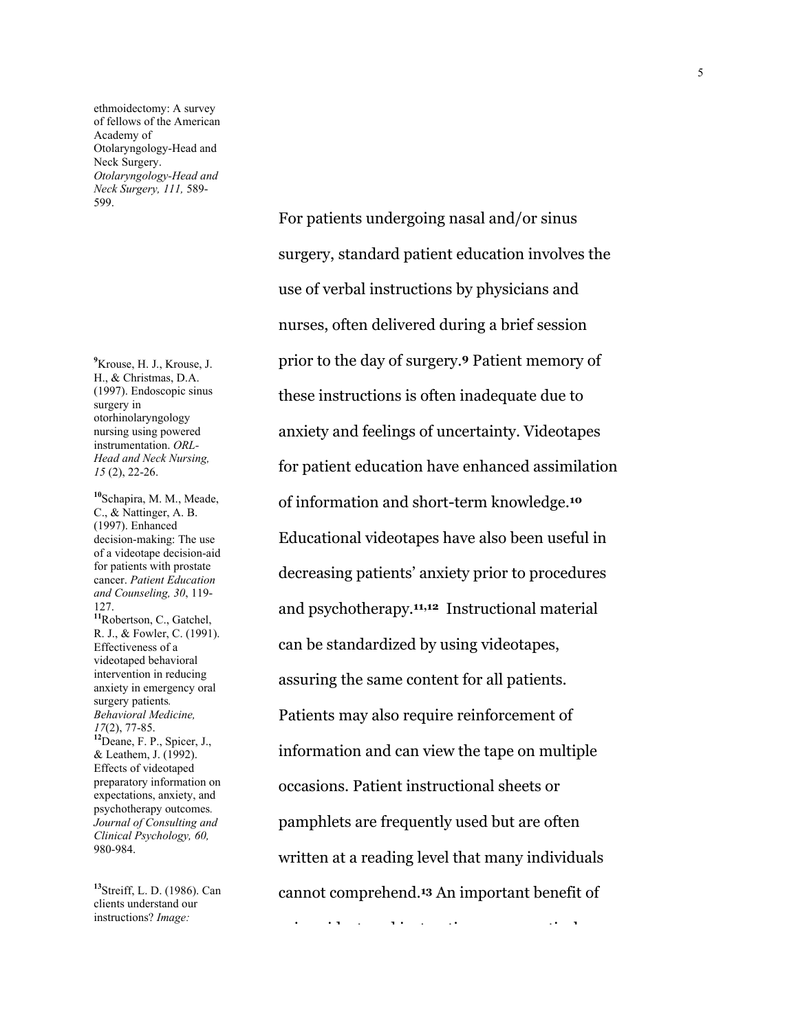ethmoidectomy: A survey of fellows of the American Academy of Otolaryngology-Head and Neck Surgery. *Otolaryngology-Head and Neck Surgery, 111,* 589-599.

For patients undergoing nasal and/or sinus surgery, standard patient education involves the use of verbal instructions by physicians and nurses, often delivered during a brief session prior to the day of surgery.[9] Patient memory of these instructions is often inadequate due to anxiety and feelings of uncertainty. Videotapes for patient education have enhanced assimilation of information and short-term knowledge.[10] Educational videotapes have also been useful in decreasing patients' anxiety prior to procedures and psychotherapy.[11,12] Instructional material can be standardized by using videotapes, assuring the same content for all patients. Patients may also require reinforcement of information and can view the tape on multiple occasions. Patient instructional sheets or pamphlets are frequently used but are often written at a reading level that many individuals cannot comprehend.[13] An important benefit of

[9] Krouse, H. J., Krouse, J. H., & Christmas, D.A. (1997). Endoscopic sinus surgery in otorhinolaryngology nursing using powered instrumentation. *ORL-Head and Neck Nursing, 15* (2), 22-26.

[10] Schapira, M. M., Meade, C., & Nattinger, A. B. (1997). Enhanced decision-making: The use of a videotape decision-aid for patients with prostate cancer. *Patient Education and Counseling, 30*, 119-127.

[11] Robertson, C., Gatchel, R. J., & Fowler, C. (1991). Effectiveness of a videotaped behavioral intervention in reducing anxiety in emergency oral surgery patients. *Behavioral Medicine, 17*(2), 77-85.

[12] Deane, F. P., Spicer, J., & Leathem, J. (1992). Effects of videotaped preparatory information on expectations, anxiety, and psychotherapy outcomes. *Journal of Consulting and Clinical Psychology, 60,* 980-984.

[13] Streiff, L. D. (1986). Can clients understand our instructions? *Image:*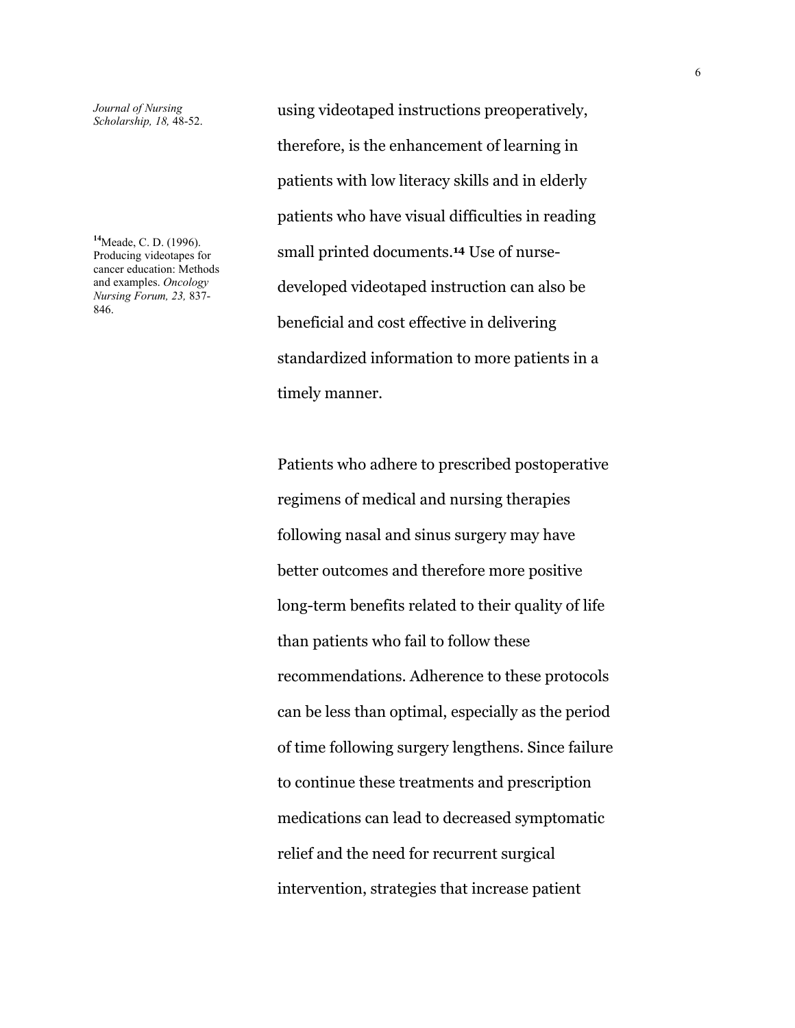*Journal of Nursing Scholarship, 18,* 48-52.

using videotaped instructions preoperatively, therefore, is the enhancement of learning in patients with low literacy skills and in elderly patients who have visual difficulties in reading small printed documents.[14] Use of nurse-developed videotaped instruction can also be beneficial and cost effective in delivering standardized information to more patients in a timely manner.

[14]Meade, C. D. (1996). Producing videotapes for cancer education: Methods and examples. *Oncology Nursing Forum, 23,* 837-846.

Patients who adhere to prescribed postoperative regimens of medical and nursing therapies following nasal and sinus surgery may have better outcomes and therefore more positive long-term benefits related to their quality of life than patients who fail to follow these recommendations. Adherence to these protocols can be less than optimal, especially as the period of time following surgery lengthens. Since failure to continue these treatments and prescription medications can lead to decreased symptomatic relief and the need for recurrent surgical intervention, strategies that increase patient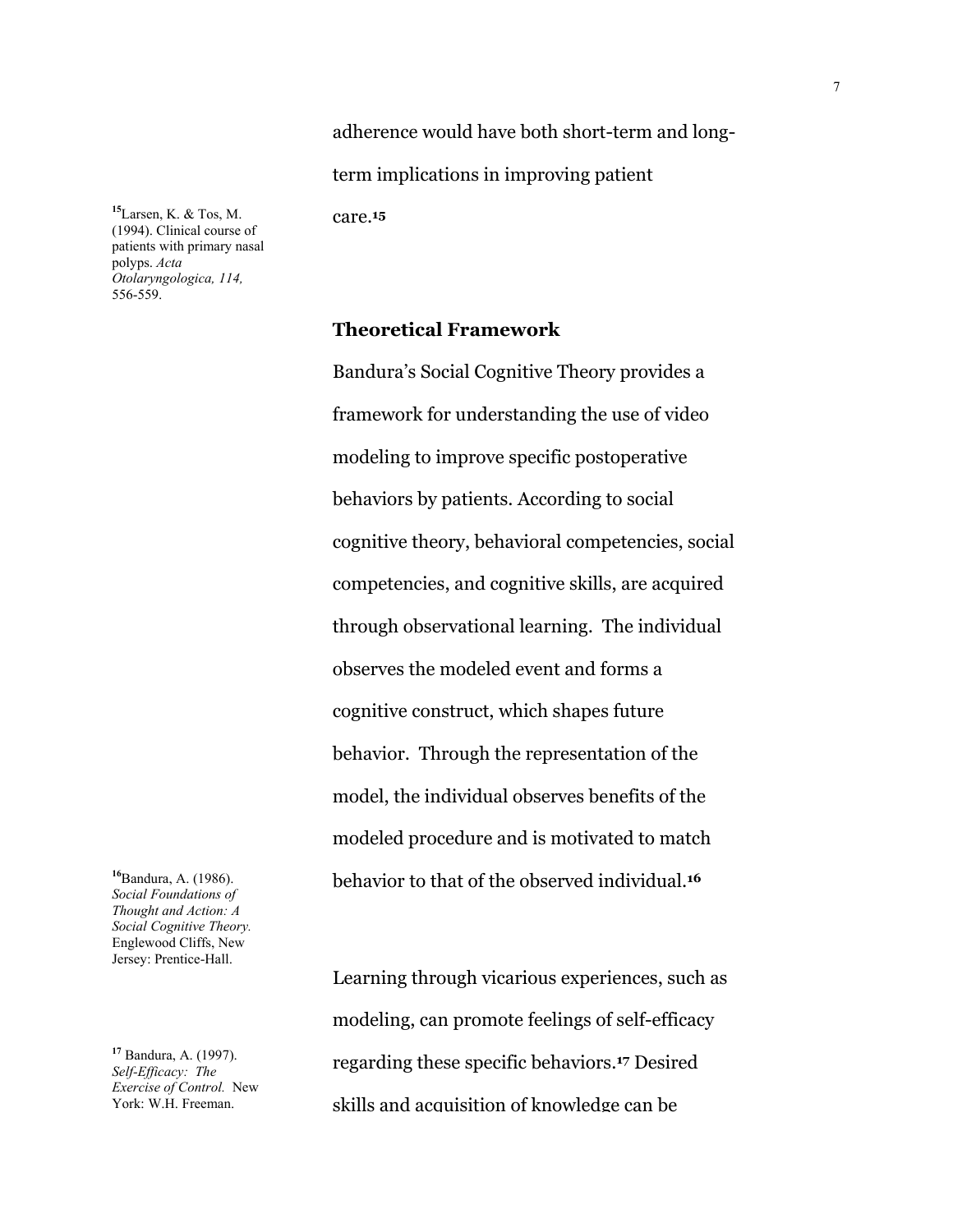adherence would have both short-term and long-term implications in improving patient care.[15]

[15] Larsen, K. & Tos, M. (1994). Clinical course of patients with primary nasal polyps. *Acta Otolaryngologica, 114,* 556-559.

## Theoretical Framework

Bandura's Social Cognitive Theory provides a framework for understanding the use of video modeling to improve specific postoperative behaviors by patients. According to social cognitive theory, behavioral competencies, social competencies, and cognitive skills, are acquired through observational learning. The individual observes the modeled event and forms a cognitive construct, which shapes future behavior. Through the representation of the model, the individual observes benefits of the modeled procedure and is motivated to match behavior to that of the observed individual.[16]

[16] Bandura, A. (1986). *Social Foundations of Thought and Action: A Social Cognitive Theory.* Englewood Cliffs, New Jersey: Prentice-Hall.

Learning through vicarious experiences, such as modeling, can promote feelings of self-efficacy regarding these specific behaviors.[17] Desired skills and acquisition of knowledge can be

[17] Bandura, A. (1997). *Self-Efficacy: The Exercise of Control.* New York: W.H. Freeman.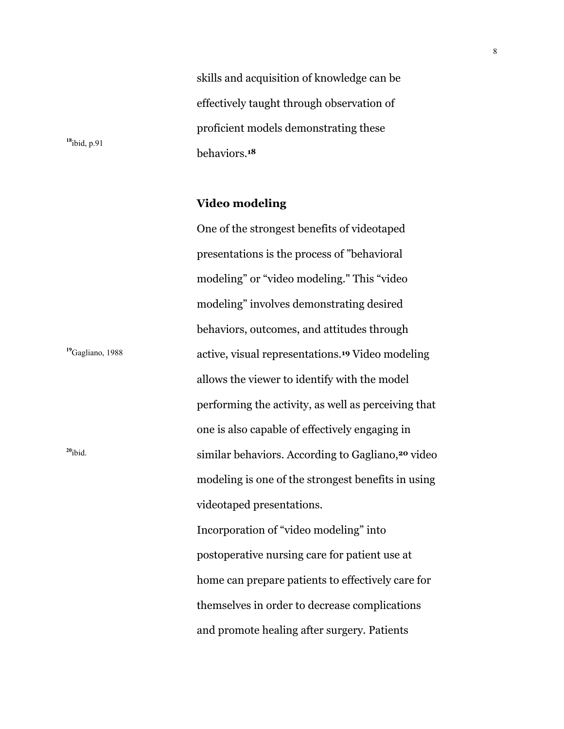skills and acquisition of knowledge can be effectively taught through observation of proficient models demonstrating these behaviors.[18]

[18] ibid, p.91

## Video modeling

One of the strongest benefits of videotaped presentations is the process of ”behavioral modeling” or “video modeling." This “video modeling” involves demonstrating desired behaviors, outcomes, and attitudes through active, visual representations.[19] Video modeling allows the viewer to identify with the model performing the activity, as well as perceiving that one is also capable of effectively engaging in similar behaviors. According to Gagliano,[20] video modeling is one of the strongest benefits in using videotaped presentations.

[19] Gagliano, 1988

[20] ibid.

Incorporation of “video modeling” into postoperative nursing care for patient use at home can prepare patients to effectively care for themselves in order to decrease complications and promote healing after surgery. Patients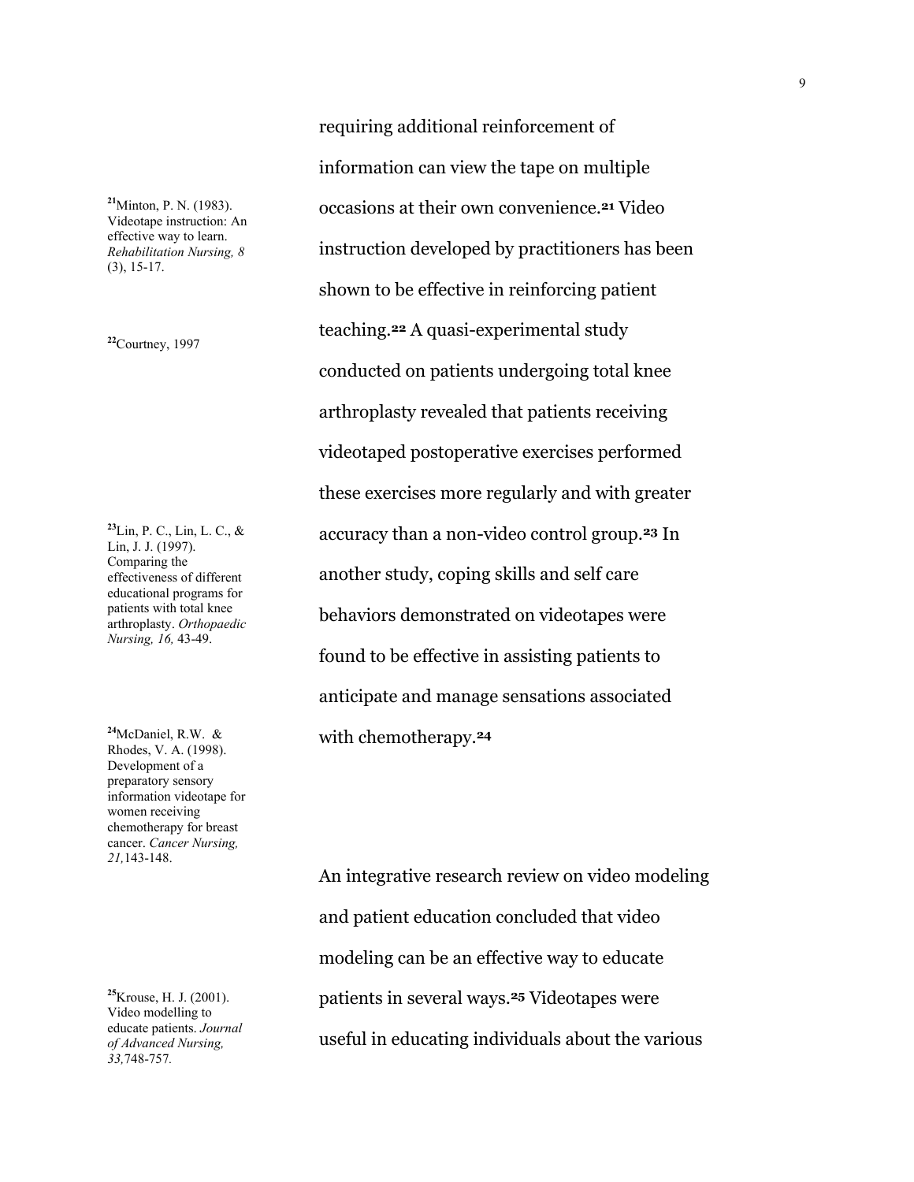requiring additional reinforcement of information can view the tape on multiple occasions at their own convenience.[21] Video instruction developed by practitioners has been shown to be effective in reinforcing patient teaching.[22] A quasi-experimental study conducted on patients undergoing total knee arthroplasty revealed that patients receiving videotaped postoperative exercises performed these exercises more regularly and with greater accuracy than a non-video control group.[23] In another study, coping skills and self care behaviors demonstrated on videotapes were found to be effective in assisting patients to anticipate and manage sensations associated with chemotherapy.[24]

[21]Minton, P. N. (1983). Videotape instruction: An effective way to learn. *Rehabilitation Nursing, 8* (3), 15-17.

[22]Courtney, 1997

[23]Lin, P. C., Lin, L. C., & Lin, J. J. (1997). Comparing the effectiveness of different educational programs for patients with total knee arthroplasty. *Orthopaedic Nursing, 16,* 43-49.

[24]McDaniel, R.W. & Rhodes, V. A. (1998). Development of a preparatory sensory information videotape for women receiving chemotherapy for breast cancer. *Cancer Nursing, 21,*143-148.

An integrative research review on video modeling and patient education concluded that video modeling can be an effective way to educate patients in several ways.[25] Videotapes were useful in educating individuals about the various

[25]Krouse, H. J. (2001). Video modelling to educate patients. *Journal of Advanced Nursing, 33,*748-757.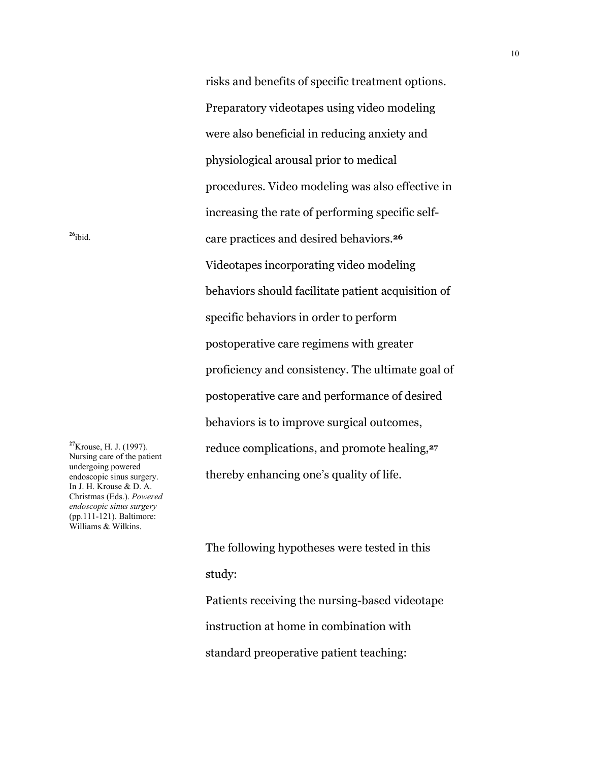risks and benefits of specific treatment options. Preparatory videotapes using video modeling were also beneficial in reducing anxiety and physiological arousal prior to medical procedures. Video modeling was also effective in increasing the rate of performing specific self-care practices and desired behaviors.[26] Videotapes incorporating video modeling behaviors should facilitate patient acquisition of specific behaviors in order to perform postoperative care regimens with greater proficiency and consistency. The ultimate goal of postoperative care and performance of desired behaviors is to improve surgical outcomes, reduce complications, and promote healing,[27] thereby enhancing one's quality of life.

[26] ibid.

[27] Krouse, H. J. (1997). Nursing care of the patient undergoing powered endoscopic sinus surgery. In J. H. Krouse & D. A. Christmas (Eds.). *Powered endoscopic sinus surgery* (pp.111-121). Baltimore: Williams & Wilkins.

The following hypotheses were tested in this study:

Patients receiving the nursing-based videotape instruction at home in combination with standard preoperative patient teaching: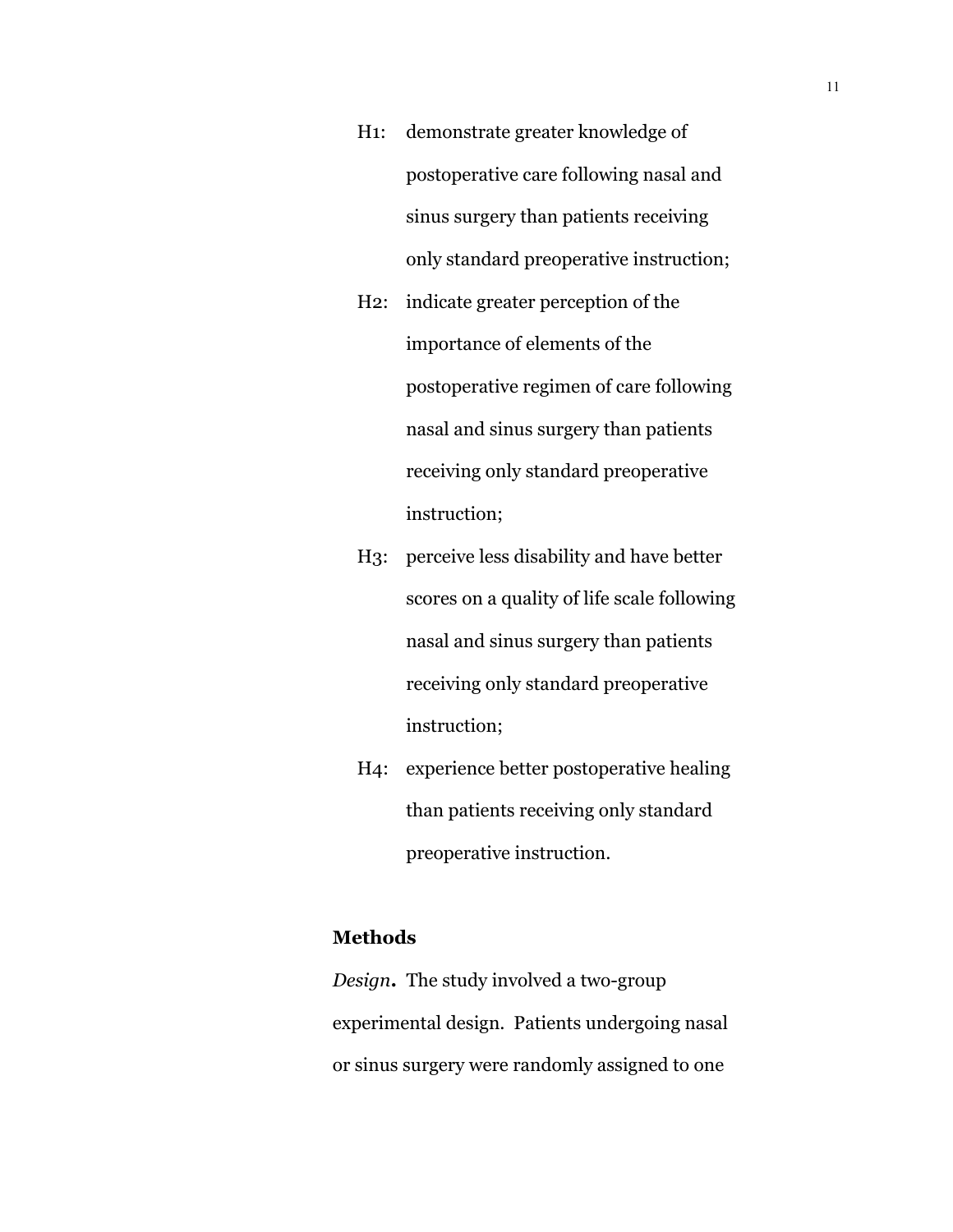H1: demonstrate greater knowledge of postoperative care following nasal and sinus surgery than patients receiving only standard preoperative instruction;

H2: indicate greater perception of the importance of elements of the postoperative regimen of care following nasal and sinus surgery than patients receiving only standard preoperative instruction;

H3: perceive less disability and have better scores on a quality of life scale following nasal and sinus surgery than patients receiving only standard preoperative instruction;

H4: experience better postoperative healing than patients receiving only standard preoperative instruction.

## Methods

*Design***.** The study involved a two-group experimental design. Patients undergoing nasal or sinus surgery were randomly assigned to one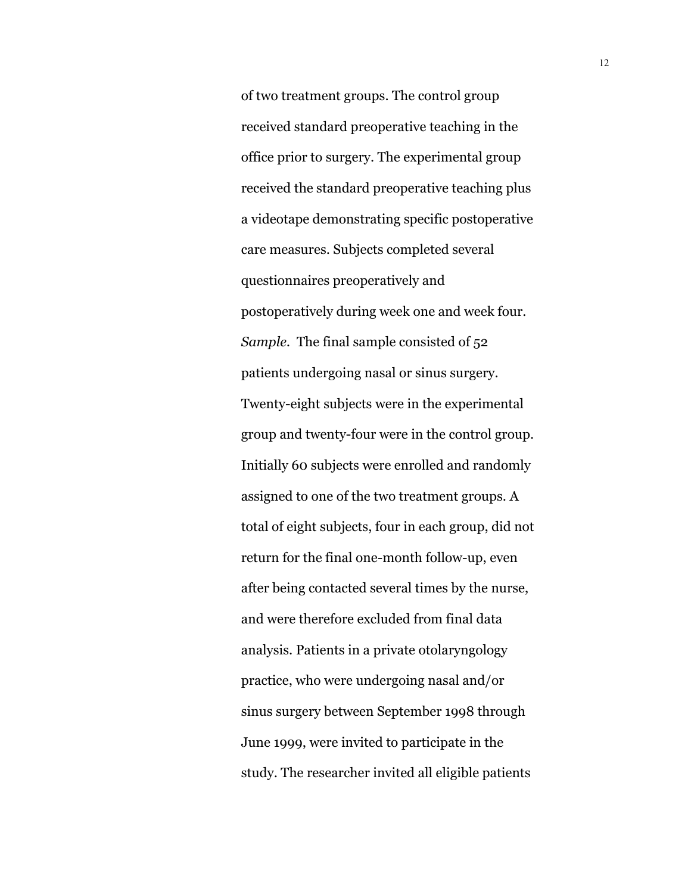of two treatment groups. The control group received standard preoperative teaching in the office prior to surgery. The experimental group received the standard preoperative teaching plus a videotape demonstrating specific postoperative care measures. Subjects completed several questionnaires preoperatively and postoperatively during week one and week four.

*Sample.* The final sample consisted of 52 patients undergoing nasal or sinus surgery. Twenty-eight subjects were in the experimental group and twenty-four were in the control group. Initially 60 subjects were enrolled and randomly assigned to one of the two treatment groups. A total of eight subjects, four in each group, did not return for the final one-month follow-up, even after being contacted several times by the nurse, and were therefore excluded from final data analysis. Patients in a private otolaryngology practice, who were undergoing nasal and/or sinus surgery between September 1998 through June 1999, were invited to participate in the study. The researcher invited all eligible patients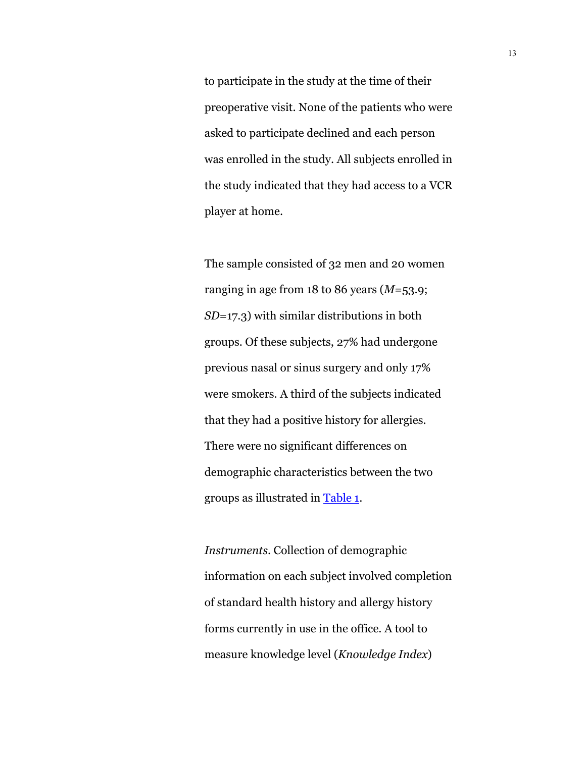to participate in the study at the time of their preoperative visit. None of the patients who were asked to participate declined and each person was enrolled in the study. All subjects enrolled in the study indicated that they had access to a VCR player at home.

The sample consisted of 32 men and 20 women ranging in age from 18 to 86 years (*M*=53.9; *SD*=17.3) with similar distributions in both groups. Of these subjects, 27% had undergone previous nasal or sinus surgery and only 17% were smokers. A third of the subjects indicated that they had a positive history for allergies. There were no significant differences on demographic characteristics between the two groups as illustrated in Table 1.

*Instruments*. Collection of demographic information on each subject involved completion of standard health history and allergy history forms currently in use in the office. A tool to measure knowledge level (*Knowledge Index*)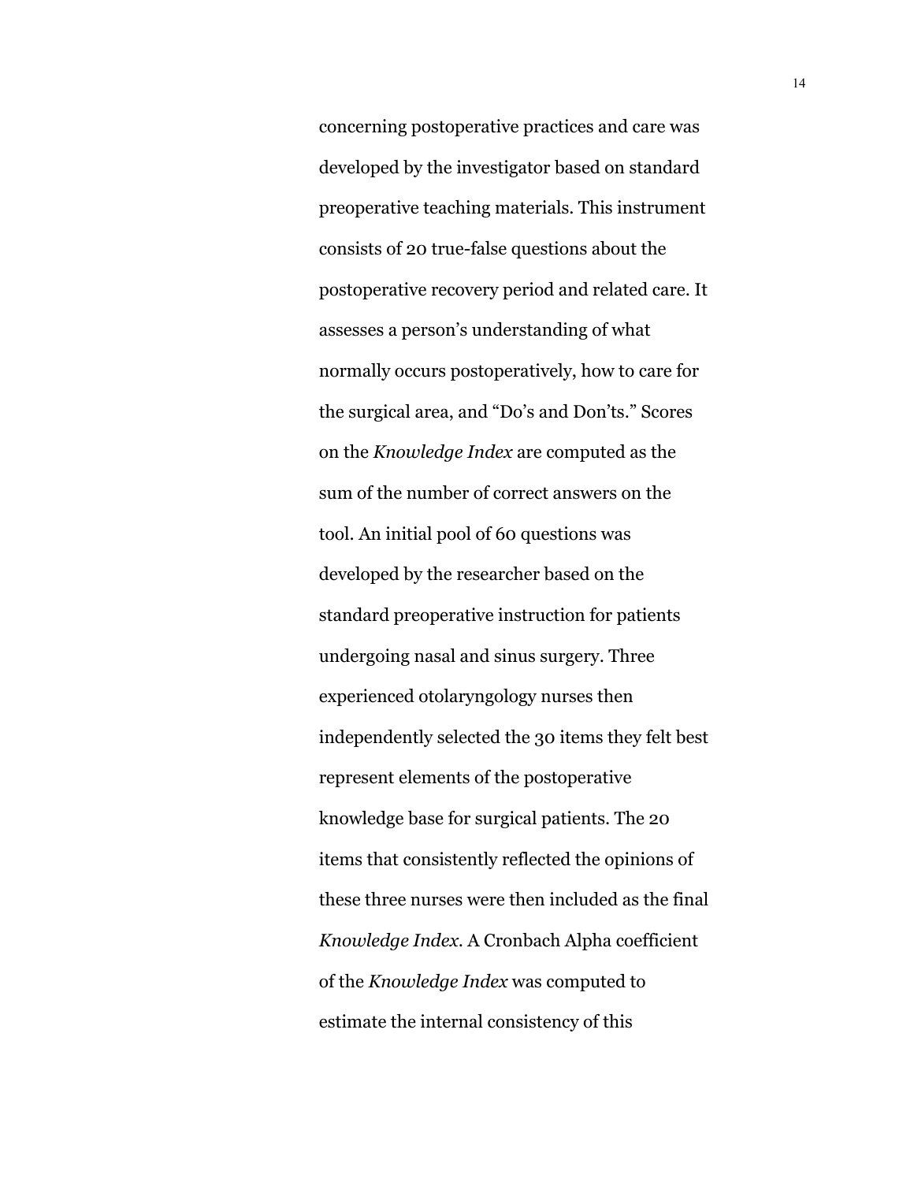concerning postoperative practices and care was developed by the investigator based on standard preoperative teaching materials. This instrument consists of 20 true-false questions about the postoperative recovery period and related care. It assesses a person's understanding of what normally occurs postoperatively, how to care for the surgical area, and "Do's and Don'ts." Scores on the *Knowledge Index* are computed as the sum of the number of correct answers on the tool. An initial pool of 60 questions was developed by the researcher based on the standard preoperative instruction for patients undergoing nasal and sinus surgery. Three experienced otolaryngology nurses then independently selected the 30 items they felt best represent elements of the postoperative knowledge base for surgical patients. The 20 items that consistently reflected the opinions of these three nurses were then included as the final *Knowledge Index*. A Cronbach Alpha coefficient of the *Knowledge Index* was computed to estimate the internal consistency of this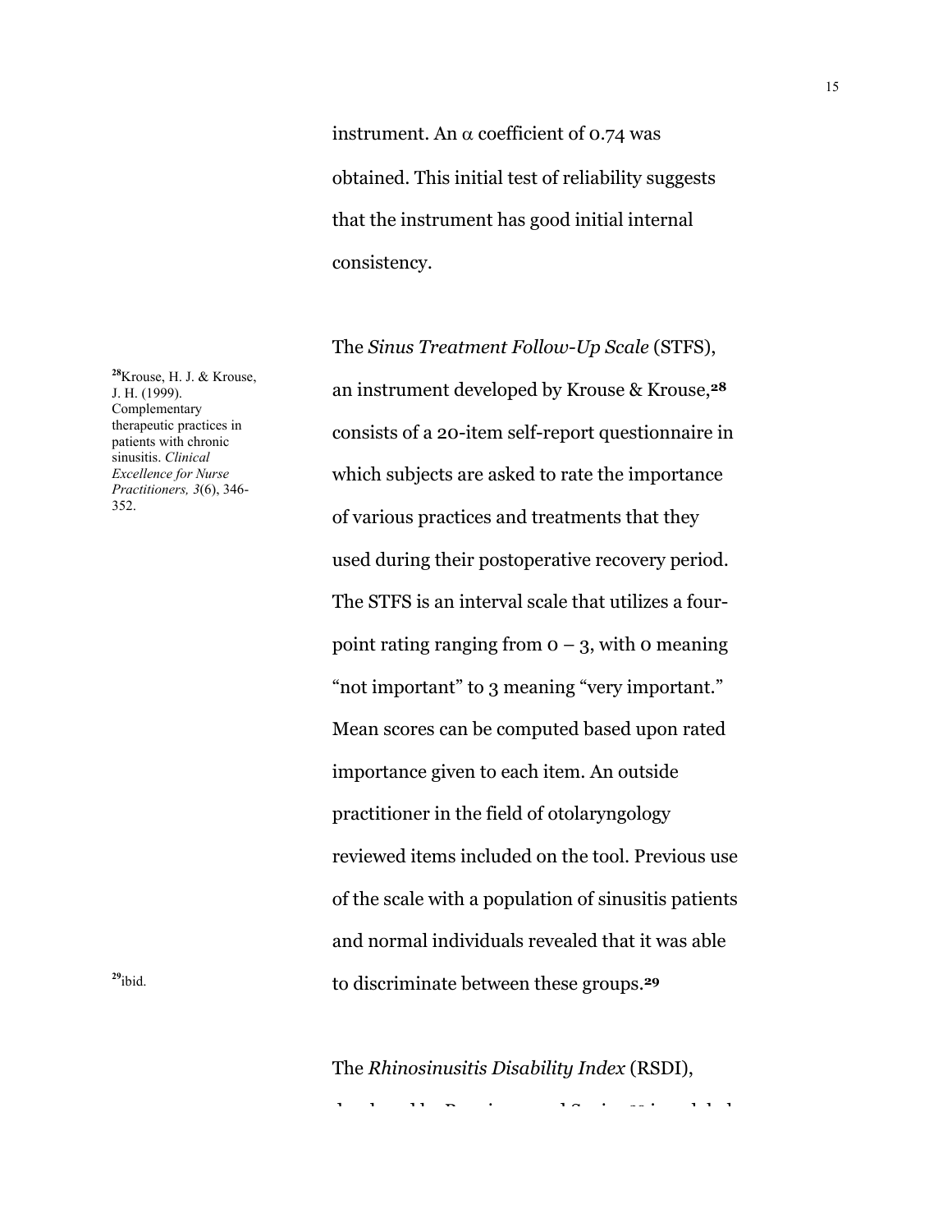instrument. An $\alpha$ coefficient of 0.74 was obtained. This initial test of reliability suggests that the instrument has good initial internal consistency.

The *Sinus Treatment Follow-Up Scale* (STFS), an instrument developed by Krouse & Krouse,[28] consists of a 20-item self-report questionnaire in which subjects are asked to rate the importance of various practices and treatments that they used during their postoperative recovery period. The STFS is an interval scale that utilizes a four-point rating ranging from 0 – 3, with 0 meaning "not important" to 3 meaning "very important." Mean scores can be computed based upon rated importance given to each item. An outside practitioner in the field of otolaryngology reviewed items included on the tool. Previous use of the scale with a population of sinusitis patients and normal individuals revealed that it was able to discriminate between these groups.[29]

[28] Krouse, H. J. & Krouse, J. H. (1999). Complementary therapeutic practices in patients with chronic sinusitis. *Clinical Excellence for Nurse Practitioners, 3*(6), 346-352.

[29] ibid.

The *Rhinosinusitis Disability Index* (RSDI),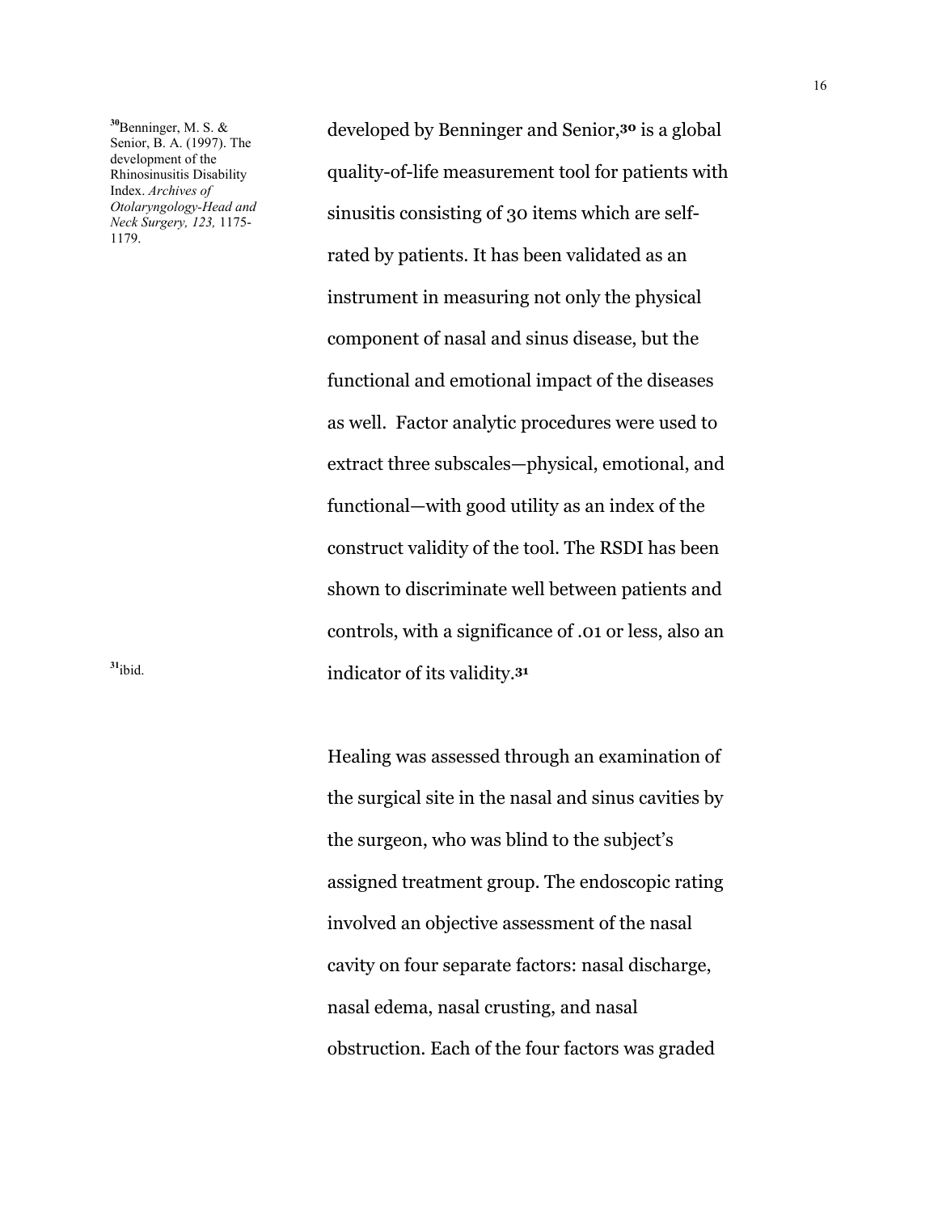developed by Benninger and Senior,[30] is a global quality-of-life measurement tool for patients with sinusitis consisting of 30 items which are self-rated by patients. It has been validated as an instrument in measuring not only the physical component of nasal and sinus disease, but the functional and emotional impact of the diseases as well. Factor analytic procedures were used to extract three subscales—physical, emotional, and functional—with good utility as an index of the construct validity of the tool. The RSDI has been shown to discriminate well between patients and controls, with a significance of .01 or less, also an indicator of its validity.[31]

[30] Benninger, M. S. & Senior, B. A. (1997). The development of the Rhinosinusitis Disability Index. *Archives of Otolaryngology-Head and Neck Surgery, 123,* 1175-1179.

[31] ibid.

Healing was assessed through an examination of the surgical site in the nasal and sinus cavities by the surgeon, who was blind to the subject's assigned treatment group. The endoscopic rating involved an objective assessment of the nasal cavity on four separate factors: nasal discharge, nasal edema, nasal crusting, and nasal obstruction. Each of the four factors was graded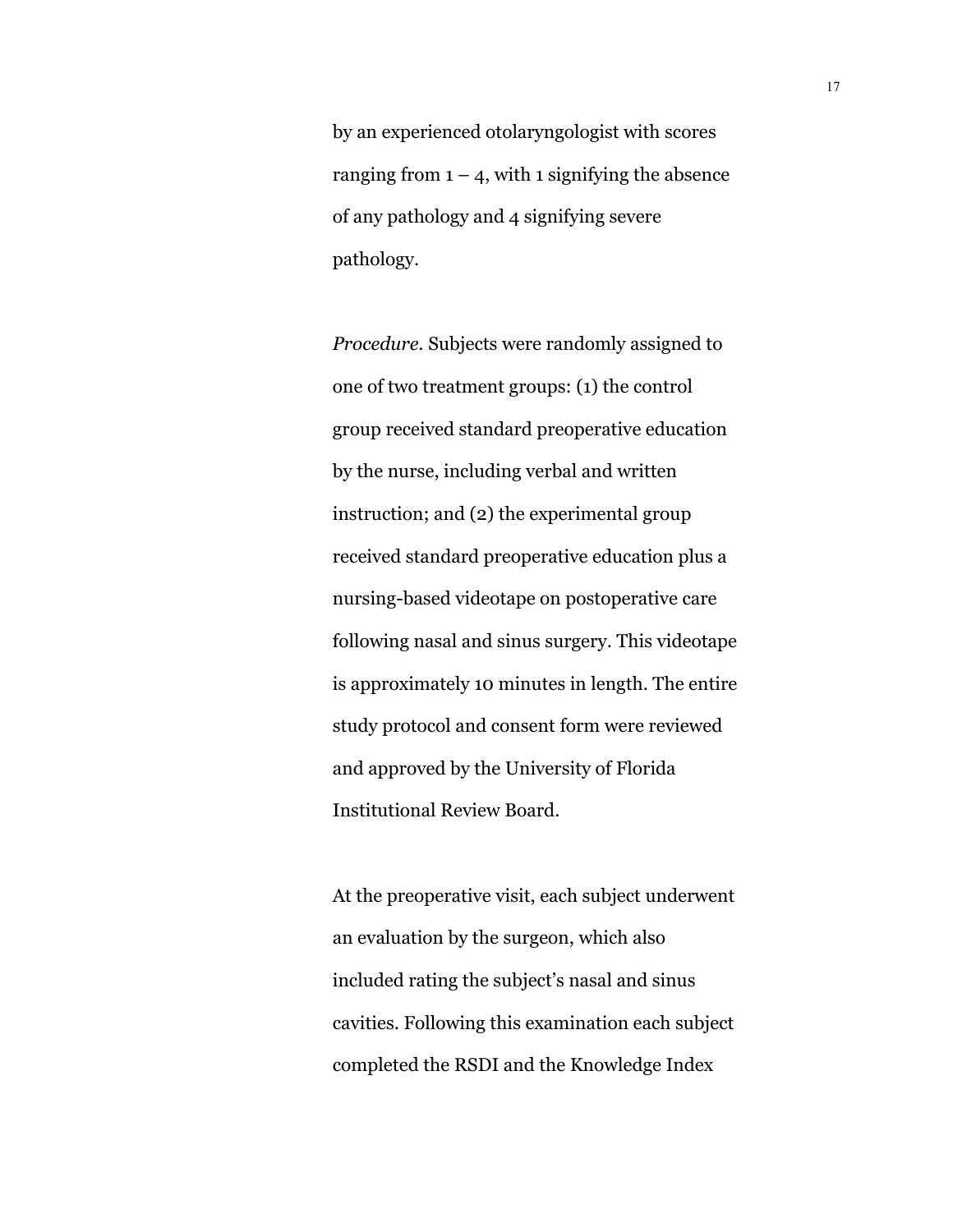by an experienced otolaryngologist with scores ranging from 1 – 4, with 1 signifying the absence of any pathology and 4 signifying severe pathology.

*Procedure*. Subjects were randomly assigned to one of two treatment groups: (1) the control group received standard preoperative education by the nurse, including verbal and written instruction; and (2) the experimental group received standard preoperative education plus a nursing-based videotape on postoperative care following nasal and sinus surgery. This videotape is approximately 10 minutes in length. The entire study protocol and consent form were reviewed and approved by the University of Florida Institutional Review Board.

At the preoperative visit, each subject underwent an evaluation by the surgeon, which also included rating the subject's nasal and sinus cavities. Following this examination each subject completed the RSDI and the Knowledge Index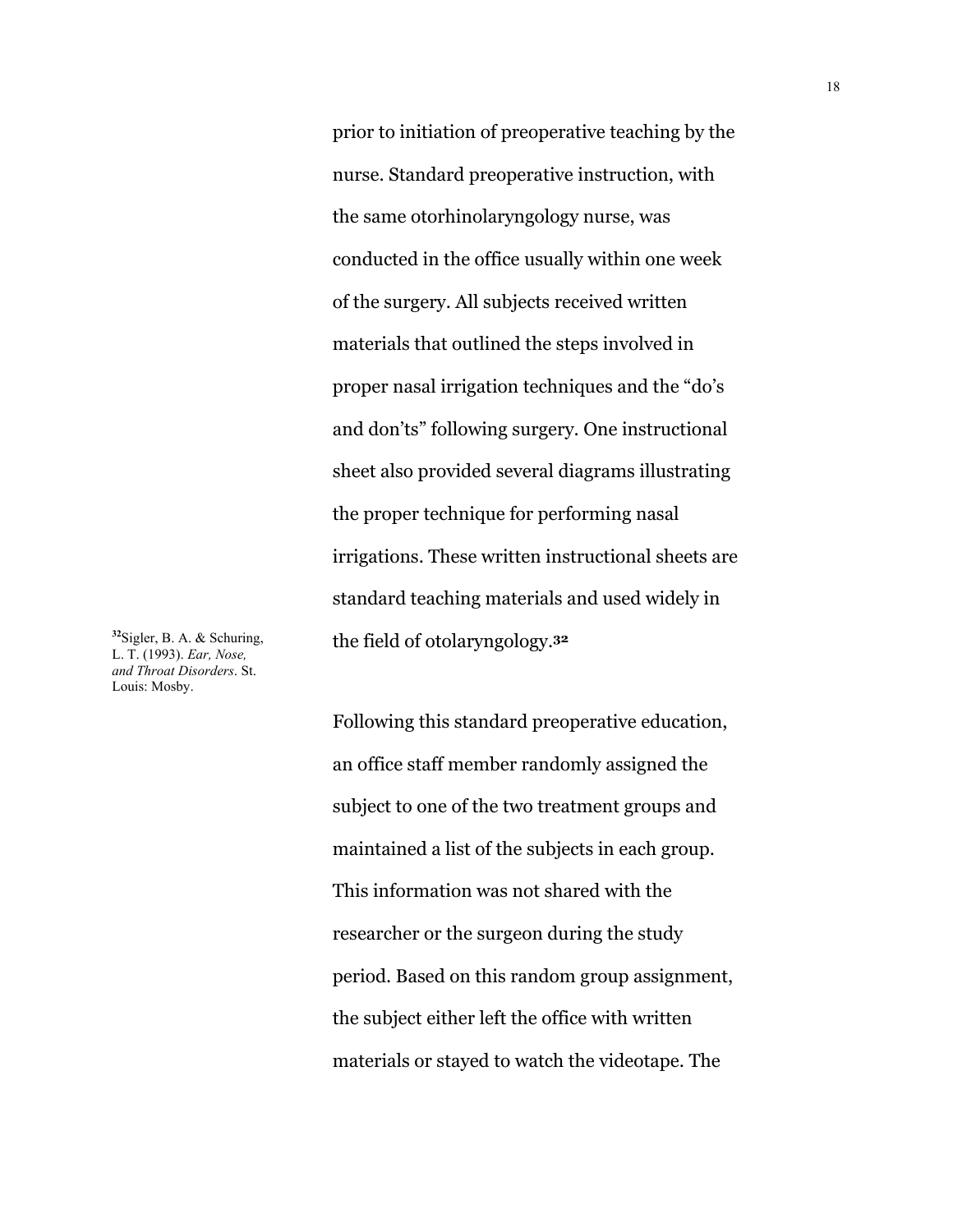prior to initiation of preoperative teaching by the nurse. Standard preoperative instruction, with the same otorhinolaryngology nurse, was conducted in the office usually within one week of the surgery. All subjects received written materials that outlined the steps involved in proper nasal irrigation techniques and the "do's and don'ts" following surgery. One instructional sheet also provided several diagrams illustrating the proper technique for performing nasal irrigations. These written instructional sheets are standard teaching materials and used widely in the field of otolaryngology.[32]

[32]Sigler, B. A. & Schuring, L. T. (1993). *Ear, Nose, and Throat Disorders*. St. Louis: Mosby.

Following this standard preoperative education, an office staff member randomly assigned the subject to one of the two treatment groups and maintained a list of the subjects in each group. This information was not shared with the researcher or the surgeon during the study period. Based on this random group assignment, the subject either left the office with written materials or stayed to watch the videotape. The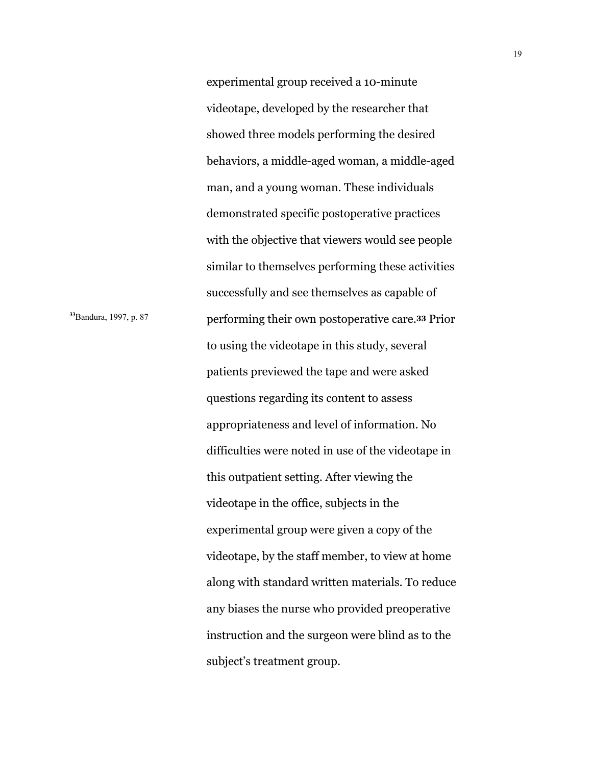experimental group received a 10-minute videotape, developed by the researcher that showed three models performing the desired behaviors, a middle-aged woman, a middle-aged man, and a young woman. These individuals demonstrated specific postoperative practices with the objective that viewers would see people similar to themselves performing these activities successfully and see themselves as capable of performing their own postoperative care.[33] Prior to using the videotape in this study, several patients previewed the tape and were asked questions regarding its content to assess appropriateness and level of information. No difficulties were noted in use of the videotape in this outpatient setting. After viewing the videotape in the office, subjects in the experimental group were given a copy of the videotape, by the staff member, to view at home along with standard written materials. To reduce any biases the nurse who provided preoperative instruction and the surgeon were blind as to the subject's treatment group.

[33] Bandura, 1997, p. 87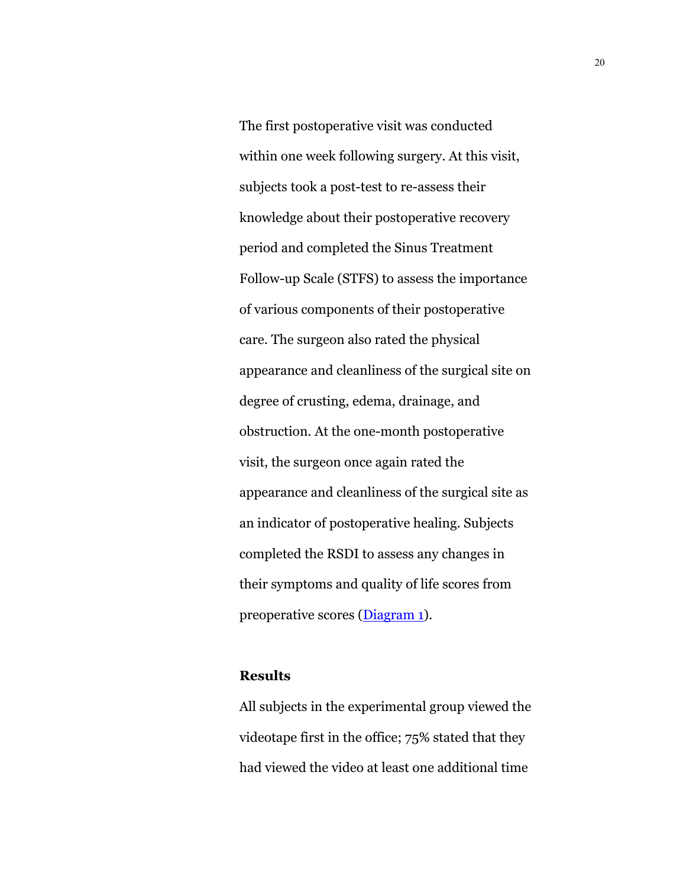The first postoperative visit was conducted within one week following surgery. At this visit, subjects took a post-test to re-assess their knowledge about their postoperative recovery period and completed the Sinus Treatment Follow-up Scale (STFS) to assess the importance of various components of their postoperative care. The surgeon also rated the physical appearance and cleanliness of the surgical site on degree of crusting, edema, drainage, and obstruction. At the one-month postoperative visit, the surgeon once again rated the appearance and cleanliness of the surgical site as an indicator of postoperative healing. Subjects completed the RSDI to assess any changes in their symptoms and quality of life scores from preoperative scores (Diagram 1).

## Results

All subjects in the experimental group viewed the videotape first in the office; 75% stated that they had viewed the video at least one additional time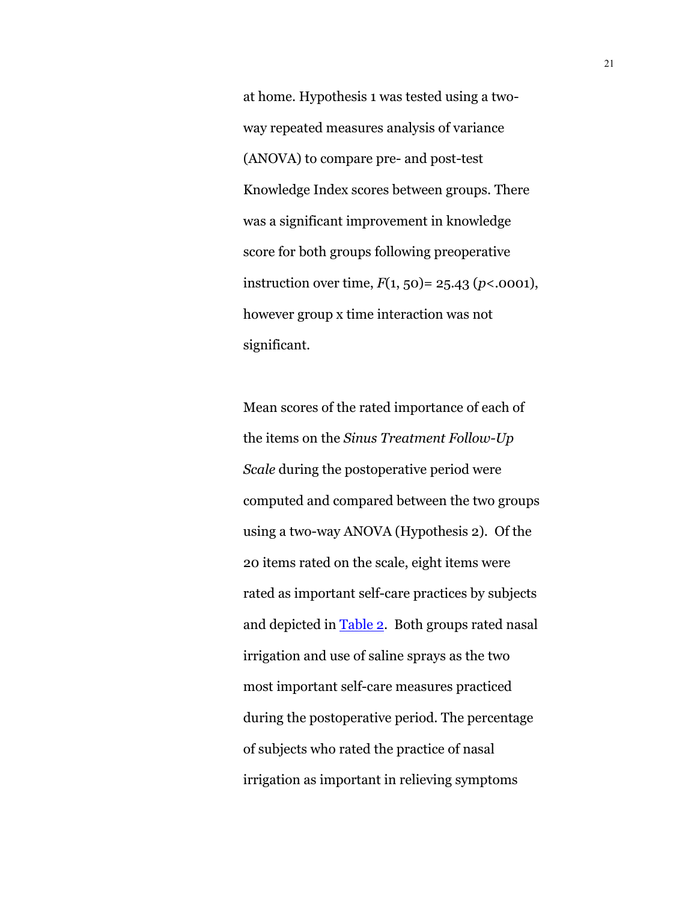at home. Hypothesis 1 was tested using a two-way repeated measures analysis of variance (ANOVA) to compare pre- and post-test Knowledge Index scores between groups. There was a significant improvement in knowledge score for both groups following preoperative instruction over time, $F(1, 50) = 25.43$ ($p < .0001$), however group x time interaction was not significant.

Mean scores of the rated importance of each of the items on the *Sinus Treatment Follow-Up Scale* during the postoperative period were computed and compared between the two groups using a two-way ANOVA (Hypothesis 2). Of the 20 items rated on the scale, eight items were rated as important self-care practices by subjects and depicted in Table 2. Both groups rated nasal irrigation and use of saline sprays as the two most important self-care measures practiced during the postoperative period. The percentage of subjects who rated the practice of nasal irrigation as important in relieving symptoms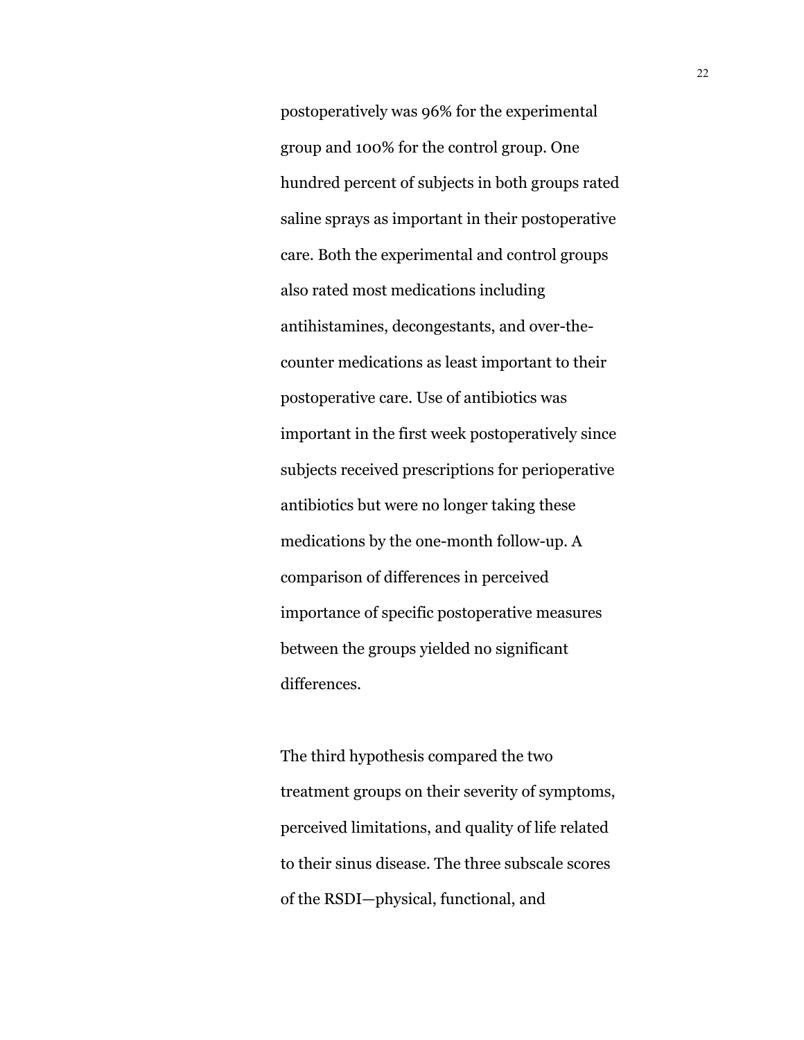postoperatively was 96% for the experimental group and 100% for the control group. One hundred percent of subjects in both groups rated saline sprays as important in their postoperative care. Both the experimental and control groups also rated most medications including antihistamines, decongestants, and over-the-counter medications as least important to their postoperative care. Use of antibiotics was important in the first week postoperatively since subjects received prescriptions for perioperative antibiotics but were no longer taking these medications by the one-month follow-up. A comparison of differences in perceived importance of specific postoperative measures between the groups yielded no significant differences.

The third hypothesis compared the two treatment groups on their severity of symptoms, perceived limitations, and quality of life related to their sinus disease. The three subscale scores of the RSDI—physical, functional, and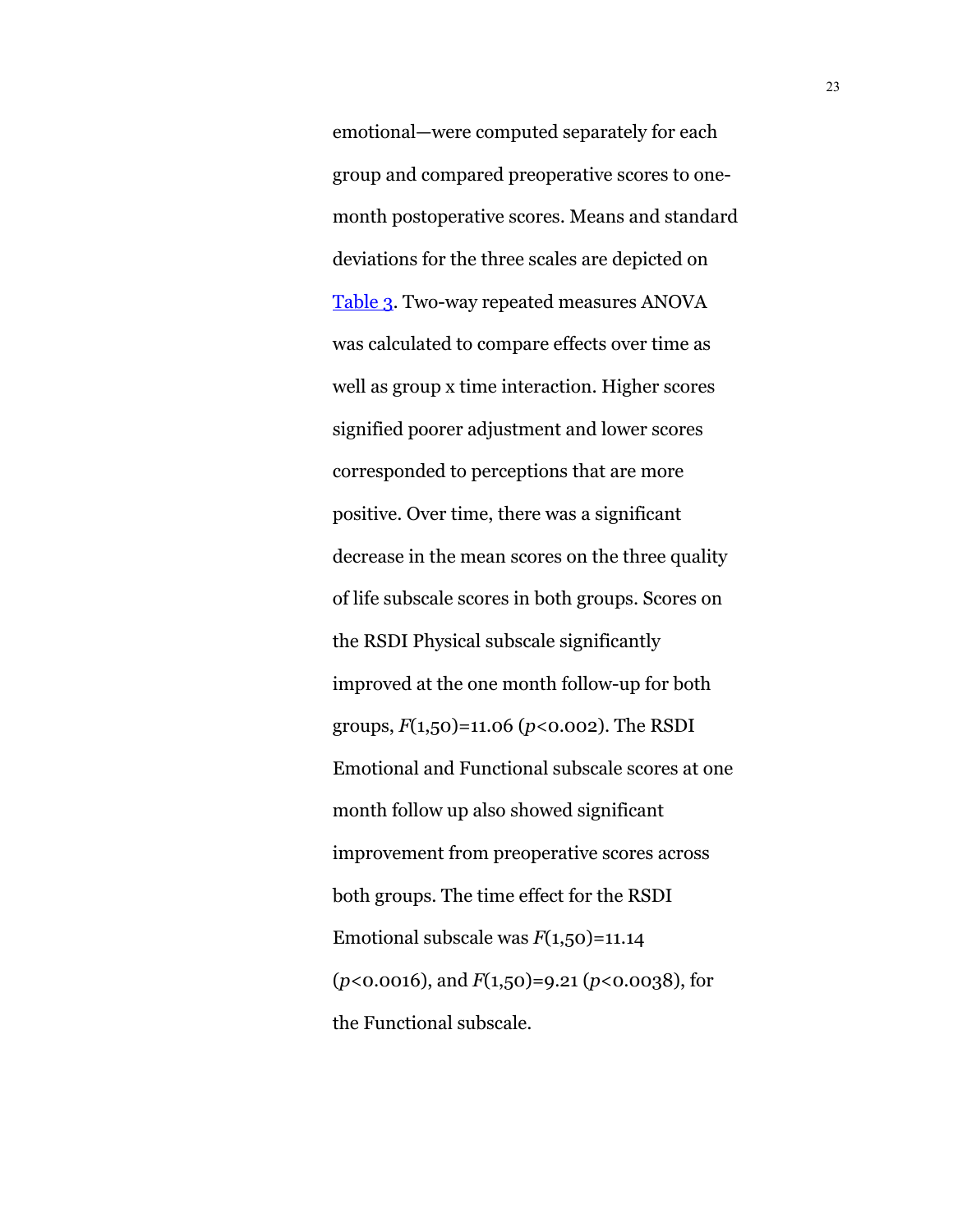emotional—were computed separately for each group and compared preoperative scores to one-month postoperative scores. Means and standard deviations for the three scales are depicted on Table 3. Two-way repeated measures ANOVA was calculated to compare effects over time as well as group x time interaction. Higher scores signified poorer adjustment and lower scores corresponded to perceptions that are more positive. Over time, there was a significant decrease in the mean scores on the three quality of life subscale scores in both groups. Scores on the RSDI Physical subscale significantly improved at the one month follow-up for both groups, $F(1,50)=11.06$ ($p<0.002$). The RSDI Emotional and Functional subscale scores at one month follow up also showed significant improvement from preoperative scores across both groups. The time effect for the RSDI Emotional subscale was $F(1,50)=11.14$ ($p<0.0016$), and $F(1,50)=9.21$ ($p<0.0038$), for the Functional subscale.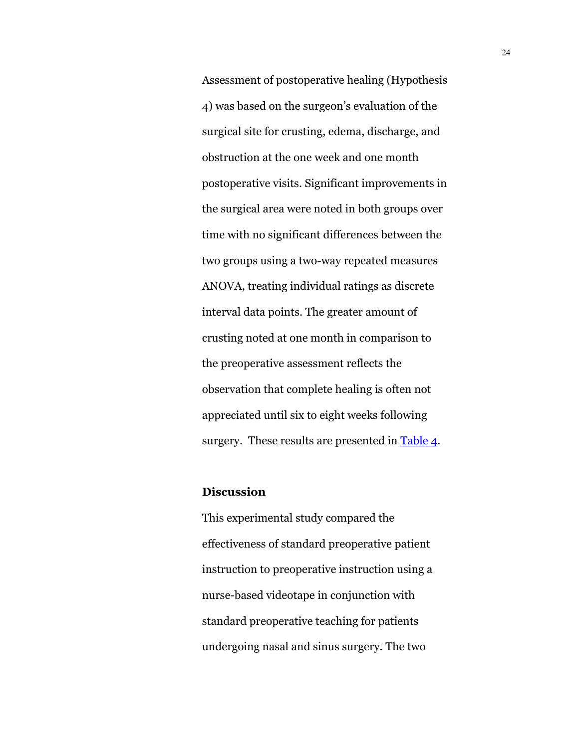Assessment of postoperative healing (Hypothesis 4) was based on the surgeon's evaluation of the surgical site for crusting, edema, discharge, and obstruction at the one week and one month postoperative visits. Significant improvements in the surgical area were noted in both groups over time with no significant differences between the two groups using a two-way repeated measures ANOVA, treating individual ratings as discrete interval data points. The greater amount of crusting noted at one month in comparison to the preoperative assessment reflects the observation that complete healing is often not appreciated until six to eight weeks following surgery. These results are presented in Table 4.

## Discussion

This experimental study compared the effectiveness of standard preoperative patient instruction to preoperative instruction using a nurse-based videotape in conjunction with standard preoperative teaching for patients undergoing nasal and sinus surgery. The two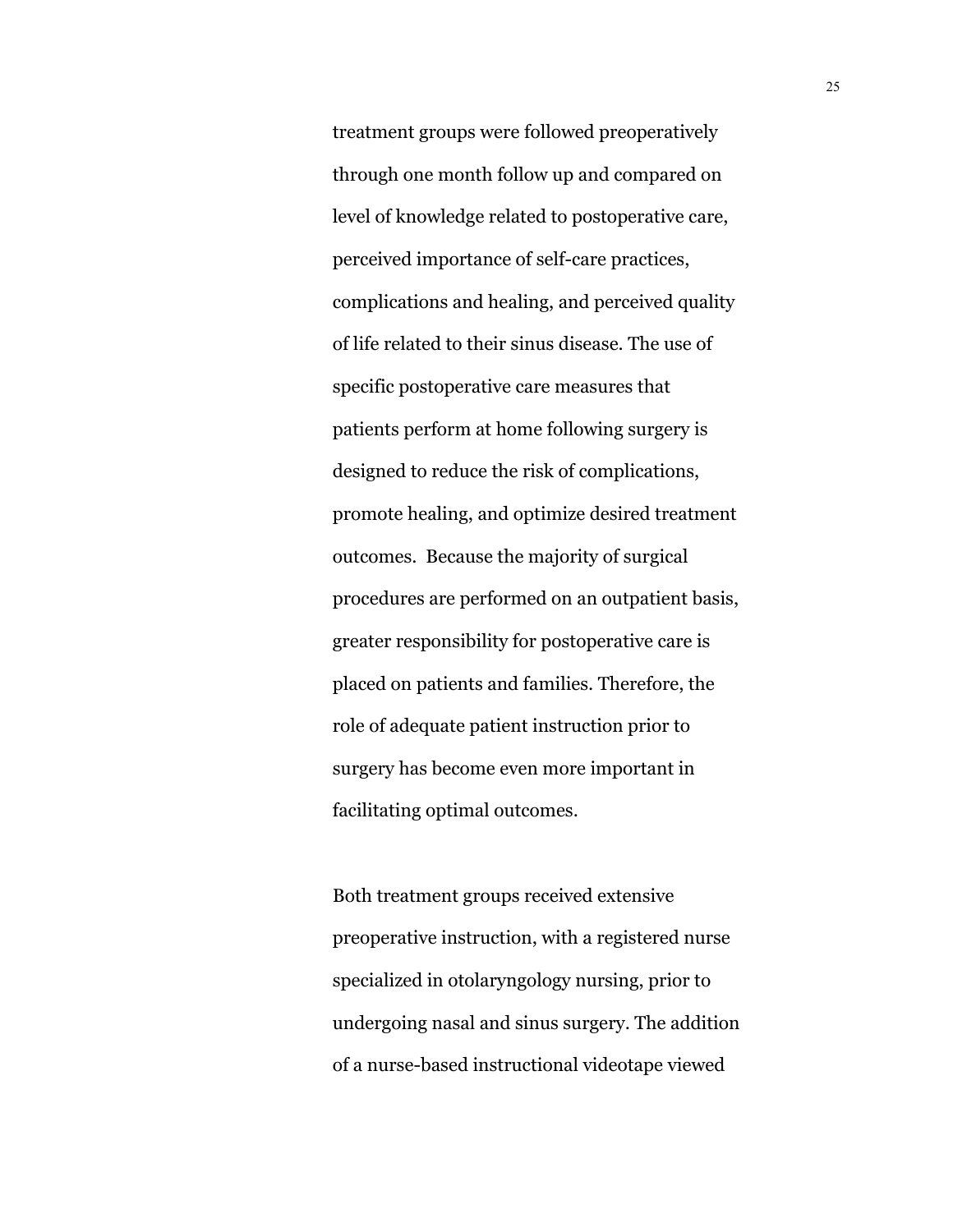treatment groups were followed preoperatively through one month follow up and compared on level of knowledge related to postoperative care, perceived importance of self-care practices, complications and healing, and perceived quality of life related to their sinus disease. The use of specific postoperative care measures that patients perform at home following surgery is designed to reduce the risk of complications, promote healing, and optimize desired treatment outcomes. Because the majority of surgical procedures are performed on an outpatient basis, greater responsibility for postoperative care is placed on patients and families. Therefore, the role of adequate patient instruction prior to surgery has become even more important in facilitating optimal outcomes.

Both treatment groups received extensive preoperative instruction, with a registered nurse specialized in otolaryngology nursing, prior to undergoing nasal and sinus surgery. The addition of a nurse-based instructional videotape viewed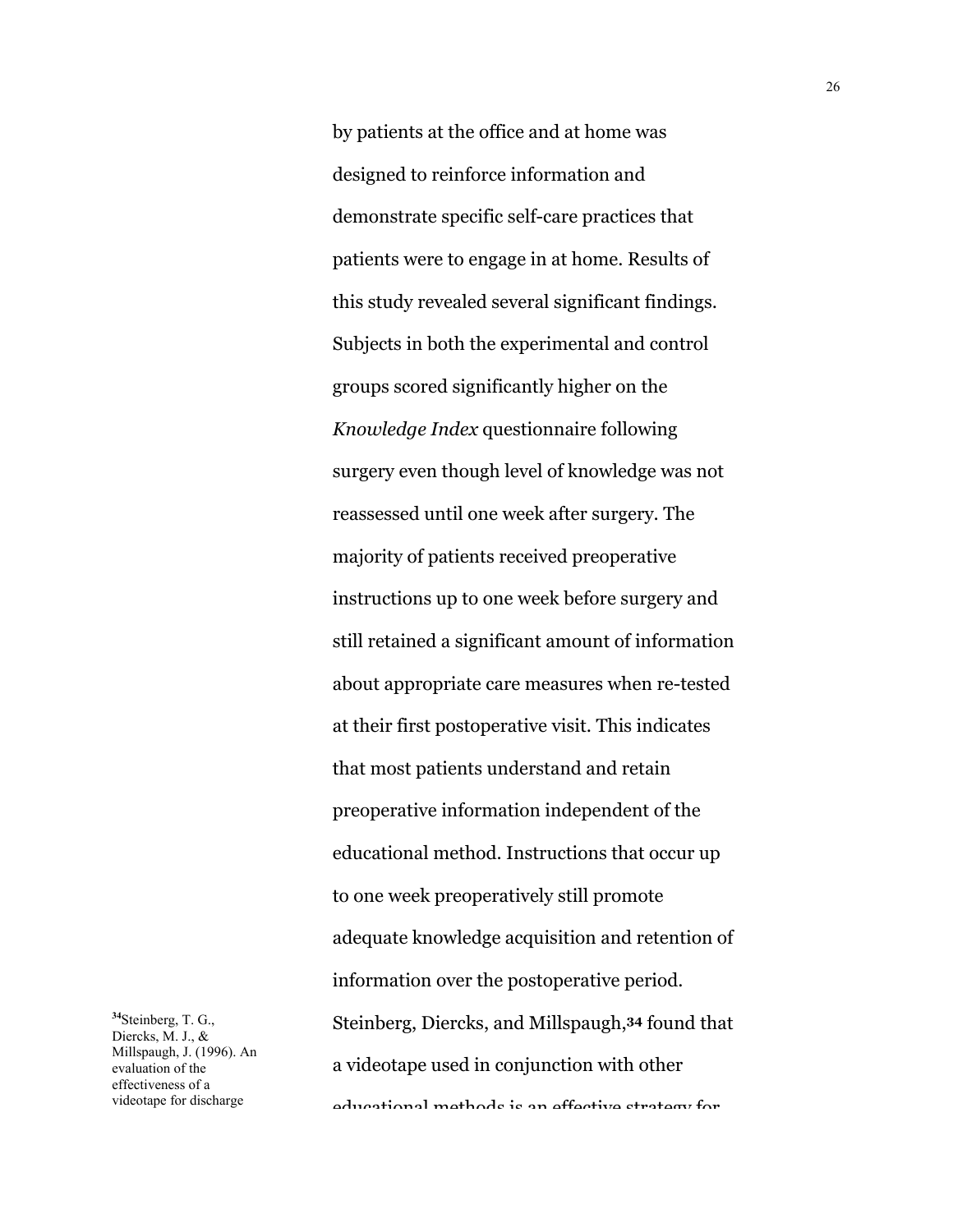by patients at the office and at home was designed to reinforce information and demonstrate specific self-care practices that patients were to engage in at home. Results of this study revealed several significant findings. Subjects in both the experimental and control groups scored significantly higher on the *Knowledge Index* questionnaire following surgery even though level of knowledge was not reassessed until one week after surgery. The majority of patients received preoperative instructions up to one week before surgery and still retained a significant amount of information about appropriate care measures when re-tested at their first postoperative visit. This indicates that most patients understand and retain preoperative information independent of the educational method. Instructions that occur up to one week preoperatively still promote adequate knowledge acquisition and retention of information over the postoperative period. Steinberg, Diercks, and Millspaugh,[34] found that a videotape used in conjunction with other educational methods is an effective strategy for

[34]Steinberg, T. G., Diercks, M. J., & Millspaugh, J. (1996). An evaluation of the effectiveness of a videotape for discharge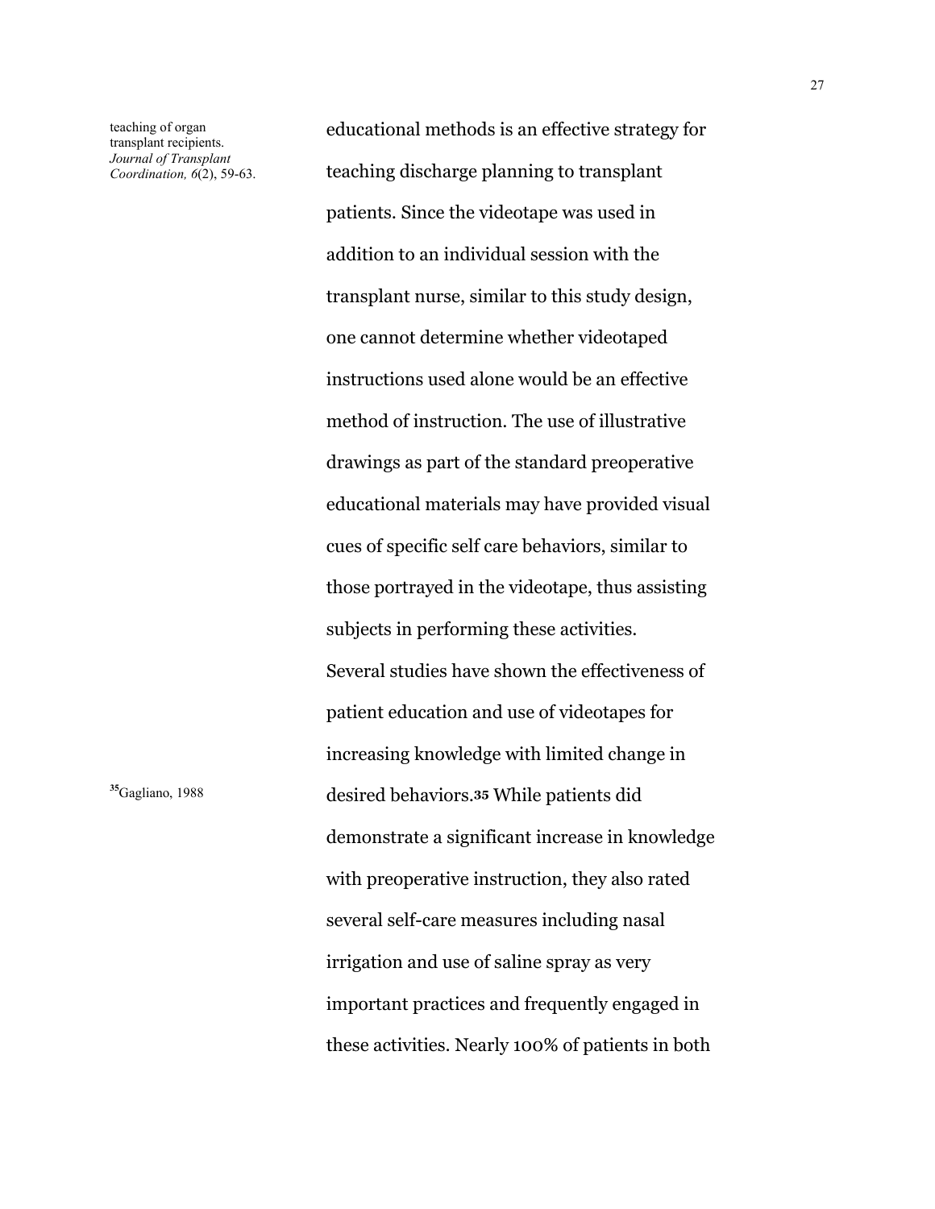teaching of organ transplant recipients. *Journal of Transplant Coordination, 6*(2), 59-63.

educational methods is an effective strategy for teaching discharge planning to transplant patients. Since the videotape was used in addition to an individual session with the transplant nurse, similar to this study design, one cannot determine whether videotaped instructions used alone would be an effective method of instruction. The use of illustrative drawings as part of the standard preoperative educational materials may have provided visual cues of specific self care behaviors, similar to those portrayed in the videotape, thus assisting subjects in performing these activities.

Several studies have shown the effectiveness of patient education and use of videotapes for increasing knowledge with limited change in desired behaviors.[35] While patients did demonstrate a significant increase in knowledge with preoperative instruction, they also rated several self-care measures including nasal irrigation and use of saline spray as very important practices and frequently engaged in these activities. Nearly 100% of patients in both

[35]Gagliano, 1988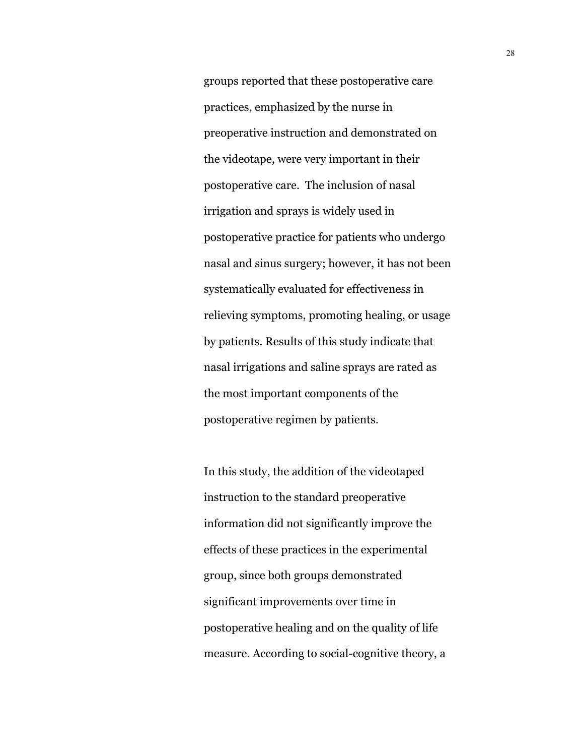groups reported that these postoperative care practices, emphasized by the nurse in preoperative instruction and demonstrated on the videotape, were very important in their postoperative care. The inclusion of nasal irrigation and sprays is widely used in postoperative practice for patients who undergo nasal and sinus surgery; however, it has not been systematically evaluated for effectiveness in relieving symptoms, promoting healing, or usage by patients. Results of this study indicate that nasal irrigations and saline sprays are rated as the most important components of the postoperative regimen by patients.

In this study, the addition of the videotaped instruction to the standard preoperative information did not significantly improve the effects of these practices in the experimental group, since both groups demonstrated significant improvements over time in postoperative healing and on the quality of life measure. According to social-cognitive theory, a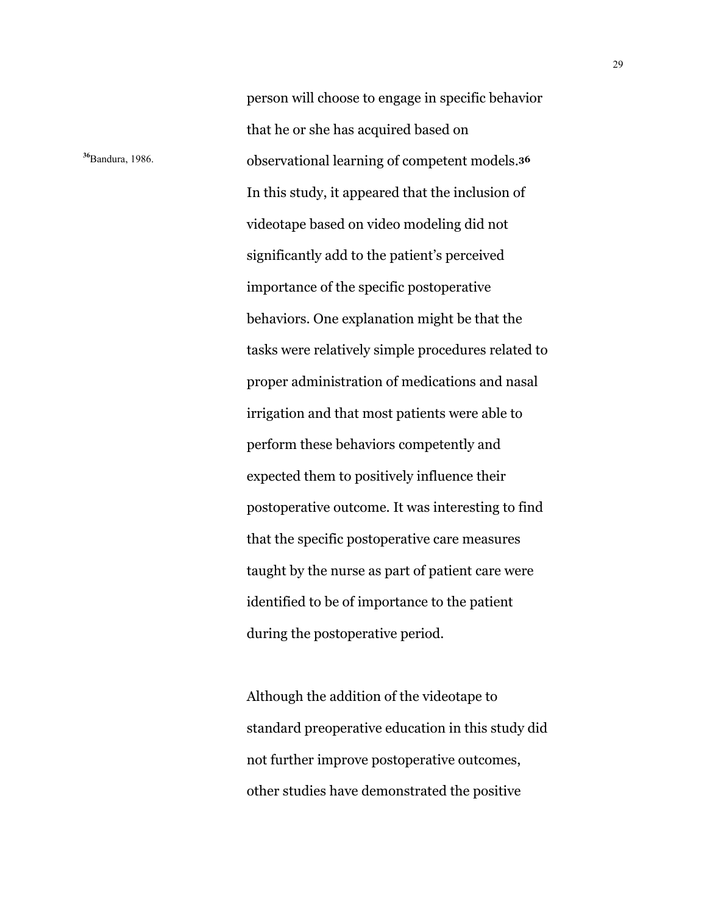person will choose to engage in specific behavior that he or she has acquired based on observational learning of competent models.[36] In this study, it appeared that the inclusion of videotape based on video modeling did not significantly add to the patient's perceived importance of the specific postoperative behaviors. One explanation might be that the tasks were relatively simple procedures related to proper administration of medications and nasal irrigation and that most patients were able to perform these behaviors competently and expected them to positively influence their postoperative outcome. It was interesting to find that the specific postoperative care measures taught by the nurse as part of patient care were identified to be of importance to the patient during the postoperative period.

[36] Bandura, 1986.

Although the addition of the videotape to standard preoperative education in this study did not further improve postoperative outcomes, other studies have demonstrated the positive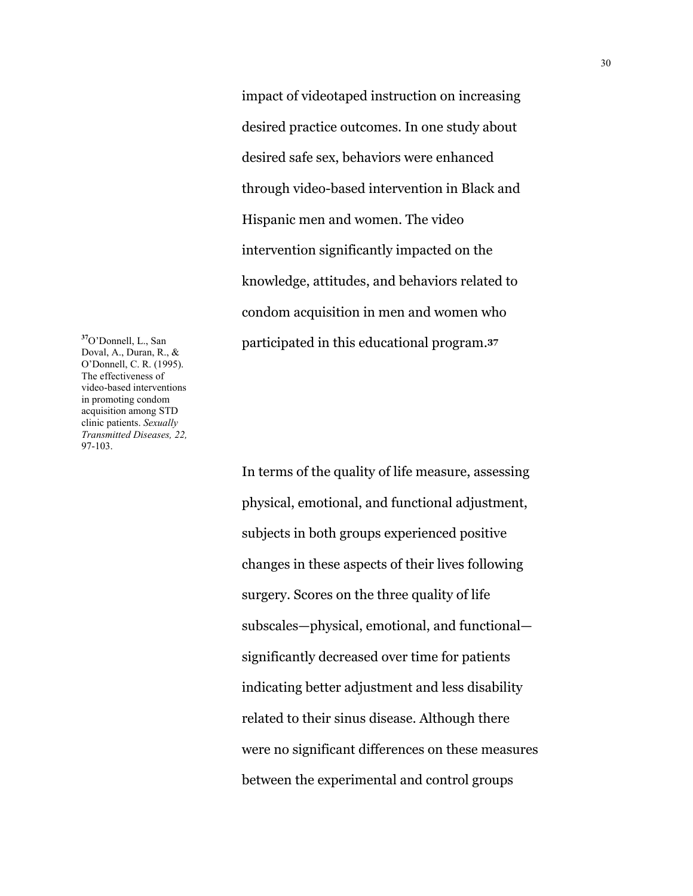impact of videotaped instruction on increasing desired practice outcomes. In one study about desired safe sex, behaviors were enhanced through video-based intervention in Black and Hispanic men and women. The video intervention significantly impacted on the knowledge, attitudes, and behaviors related to condom acquisition in men and women who participated in this educational program.[37]

[37] O'Donnell, L., San Doval, A., Duran, R., & O'Donnell, C. R. (1995). The effectiveness of video-based interventions in promoting condom acquisition among STD clinic patients. *Sexually Transmitted Diseases, 22,* 97-103.

In terms of the quality of life measure, assessing physical, emotional, and functional adjustment, subjects in both groups experienced positive changes in these aspects of their lives following surgery. Scores on the three quality of life subscales—physical, emotional, and functional—significantly decreased over time for patients indicating better adjustment and less disability related to their sinus disease. Although there were no significant differences on these measures between the experimental and control groups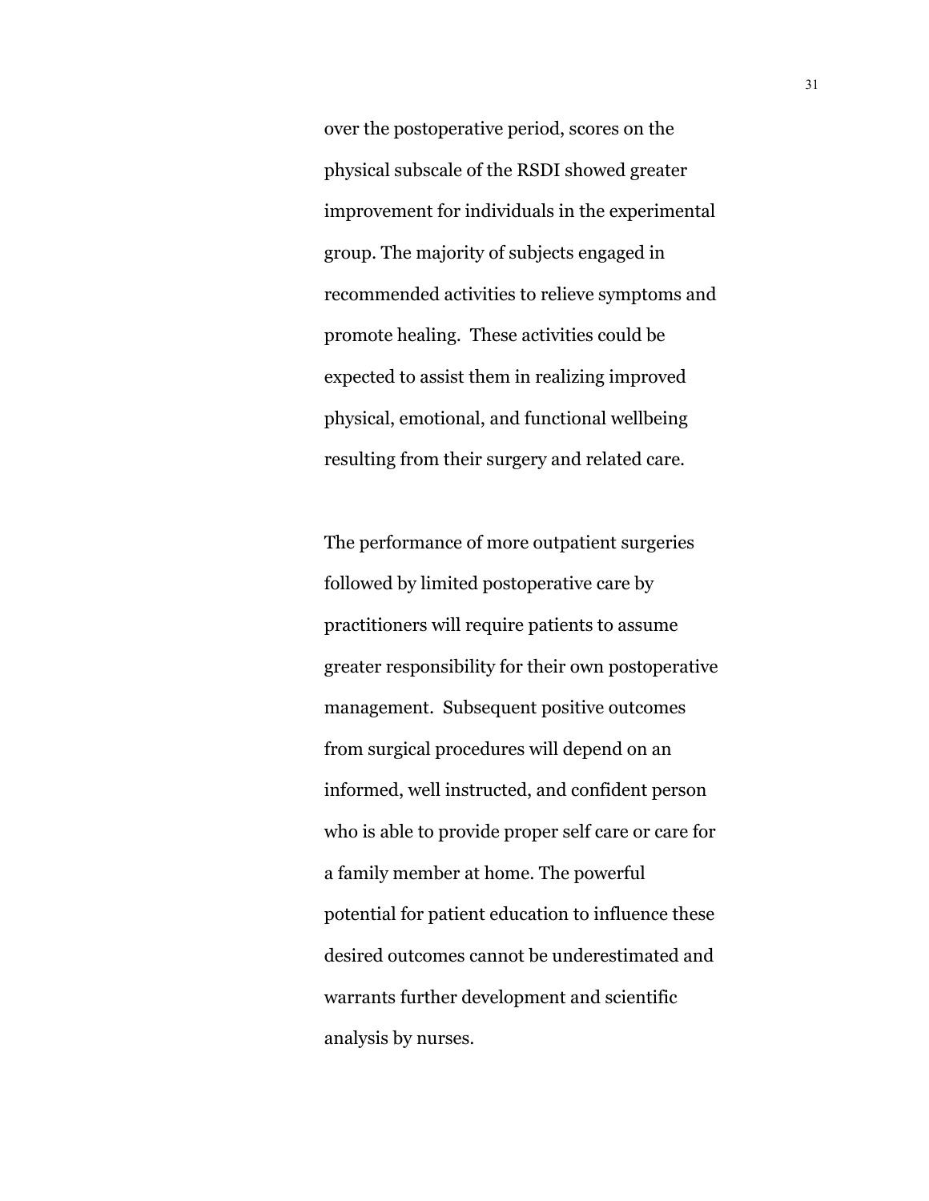over the postoperative period, scores on the physical subscale of the RSDI showed greater improvement for individuals in the experimental group. The majority of subjects engaged in recommended activities to relieve symptoms and promote healing. These activities could be expected to assist them in realizing improved physical, emotional, and functional wellbeing resulting from their surgery and related care.

The performance of more outpatient surgeries followed by limited postoperative care by practitioners will require patients to assume greater responsibility for their own postoperative management. Subsequent positive outcomes from surgical procedures will depend on an informed, well instructed, and confident person who is able to provide proper self care or care for a family member at home. The powerful potential for patient education to influence these desired outcomes cannot be underestimated and warrants further development and scientific analysis by nurses.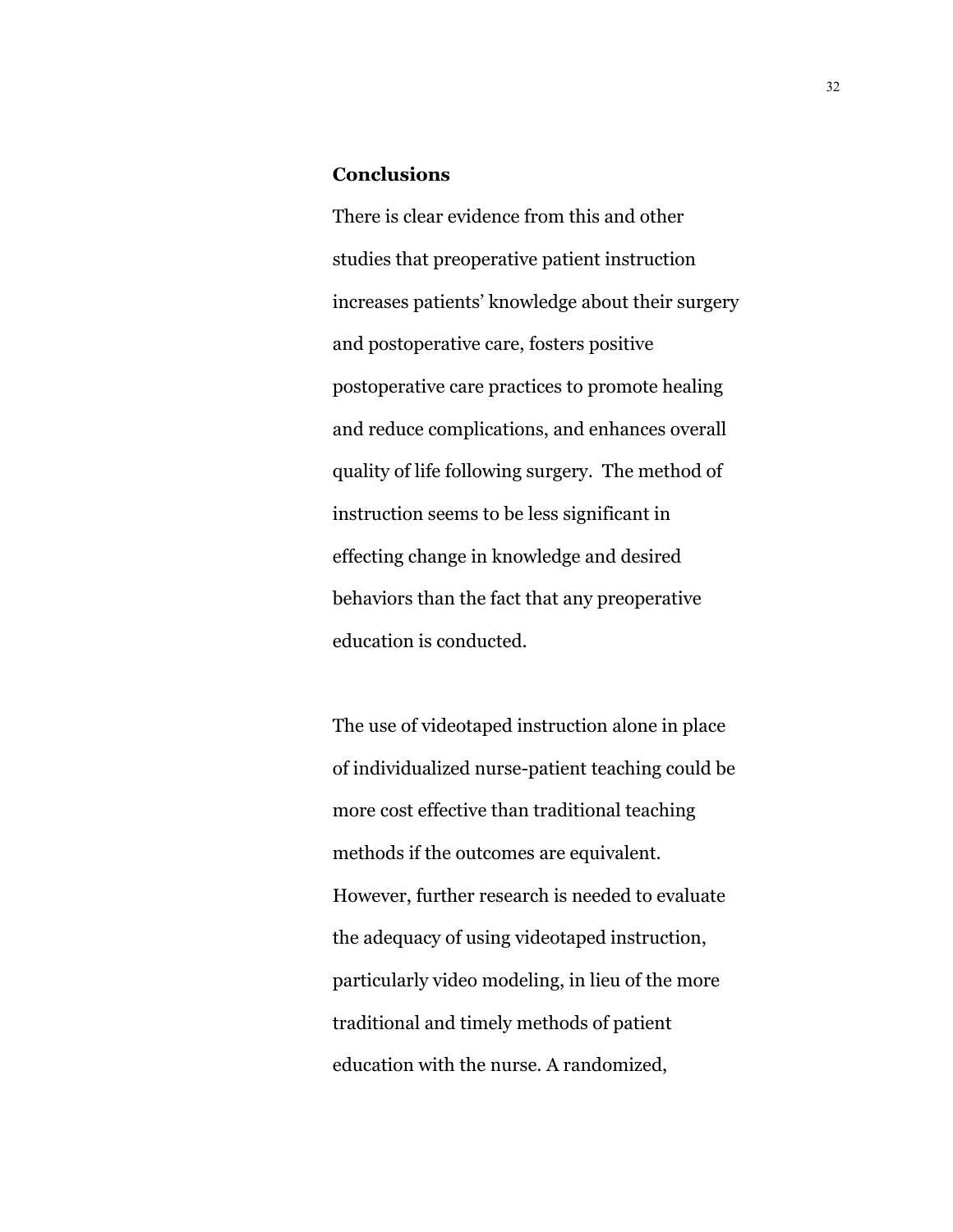## Conclusions

There is clear evidence from this and other studies that preoperative patient instruction increases patients' knowledge about their surgery and postoperative care, fosters positive postoperative care practices to promote healing and reduce complications, and enhances overall quality of life following surgery. The method of instruction seems to be less significant in effecting change in knowledge and desired behaviors than the fact that any preoperative education is conducted.

The use of videotaped instruction alone in place of individualized nurse-patient teaching could be more cost effective than traditional teaching methods if the outcomes are equivalent. However, further research is needed to evaluate the adequacy of using videotaped instruction, particularly video modeling, in lieu of the more traditional and timely methods of patient education with the nurse. A randomized,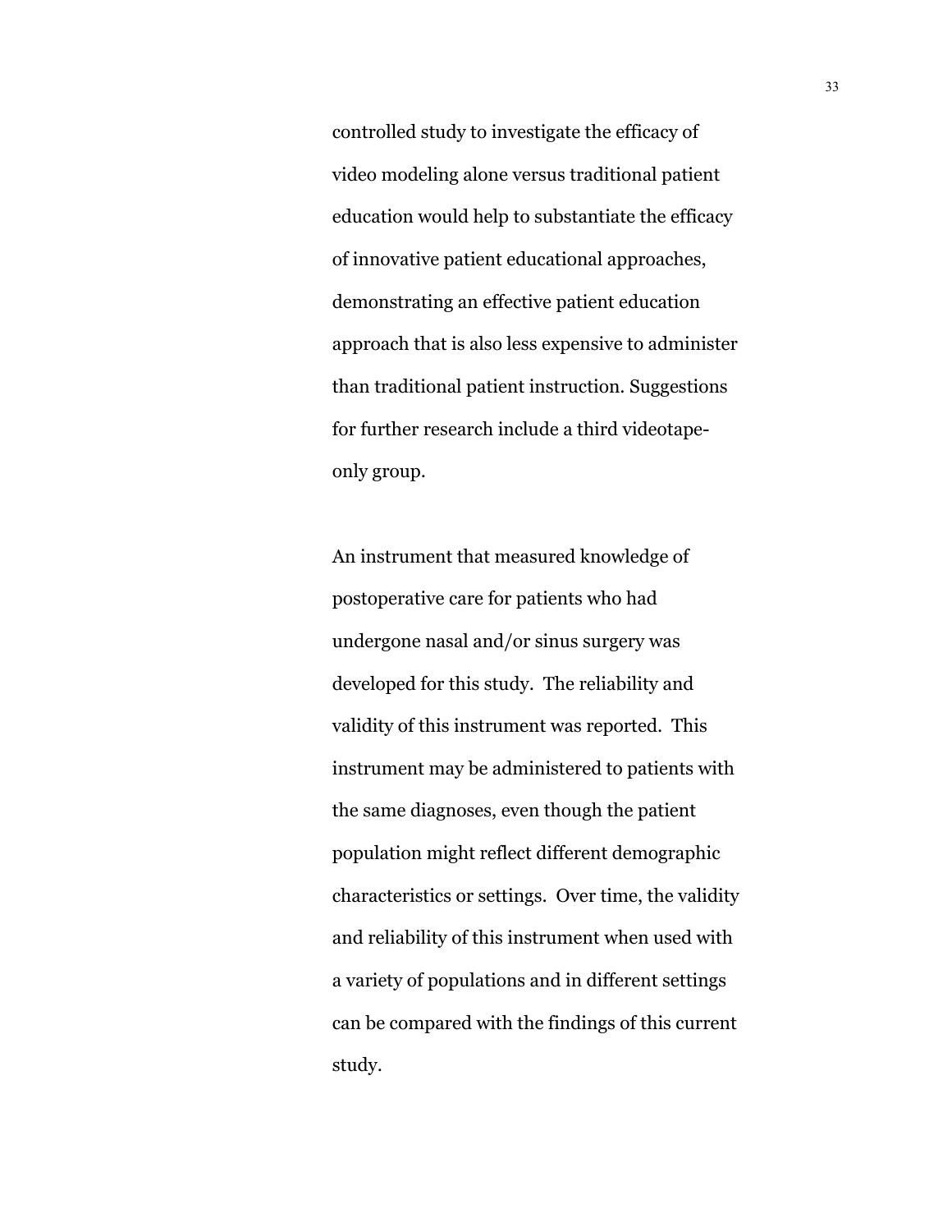controlled study to investigate the efficacy of video modeling alone versus traditional patient education would help to substantiate the efficacy of innovative patient educational approaches, demonstrating an effective patient education approach that is also less expensive to administer than traditional patient instruction. Suggestions for further research include a third videotape-only group.

An instrument that measured knowledge of postoperative care for patients who had undergone nasal and/or sinus surgery was developed for this study. The reliability and validity of this instrument was reported. This instrument may be administered to patients with the same diagnoses, even though the patient population might reflect different demographic characteristics or settings. Over time, the validity and reliability of this instrument when used with a variety of populations and in different settings can be compared with the findings of this current study.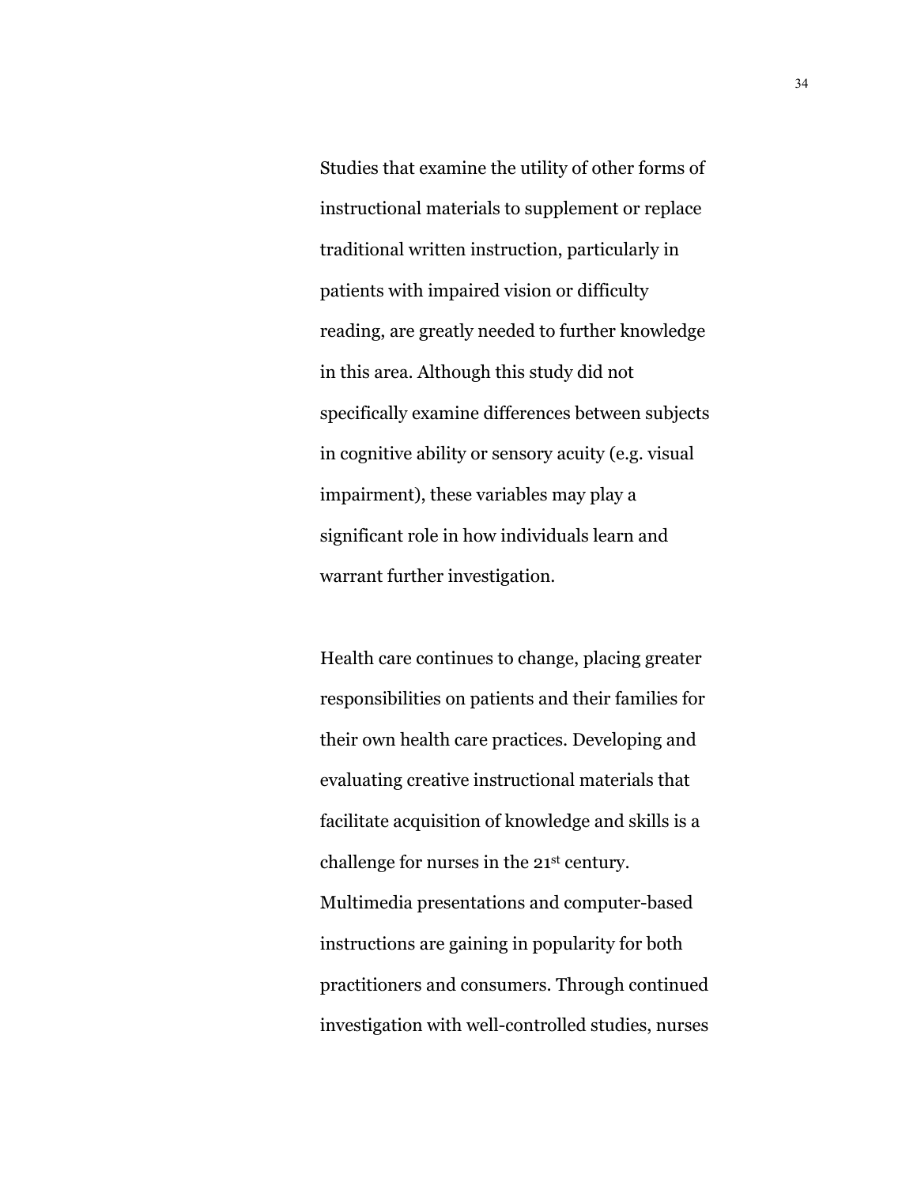Studies that examine the utility of other forms of instructional materials to supplement or replace traditional written instruction, particularly in patients with impaired vision or difficulty reading, are greatly needed to further knowledge in this area. Although this study did not specifically examine differences between subjects in cognitive ability or sensory acuity (e.g. visual impairment), these variables may play a significant role in how individuals learn and warrant further investigation.

Health care continues to change, placing greater responsibilities on patients and their families for their own health care practices. Developing and evaluating creative instructional materials that facilitate acquisition of knowledge and skills is a challenge for nurses in the 21st century. Multimedia presentations and computer-based instructions are gaining in popularity for both practitioners and consumers. Through continued investigation with well-controlled studies, nurses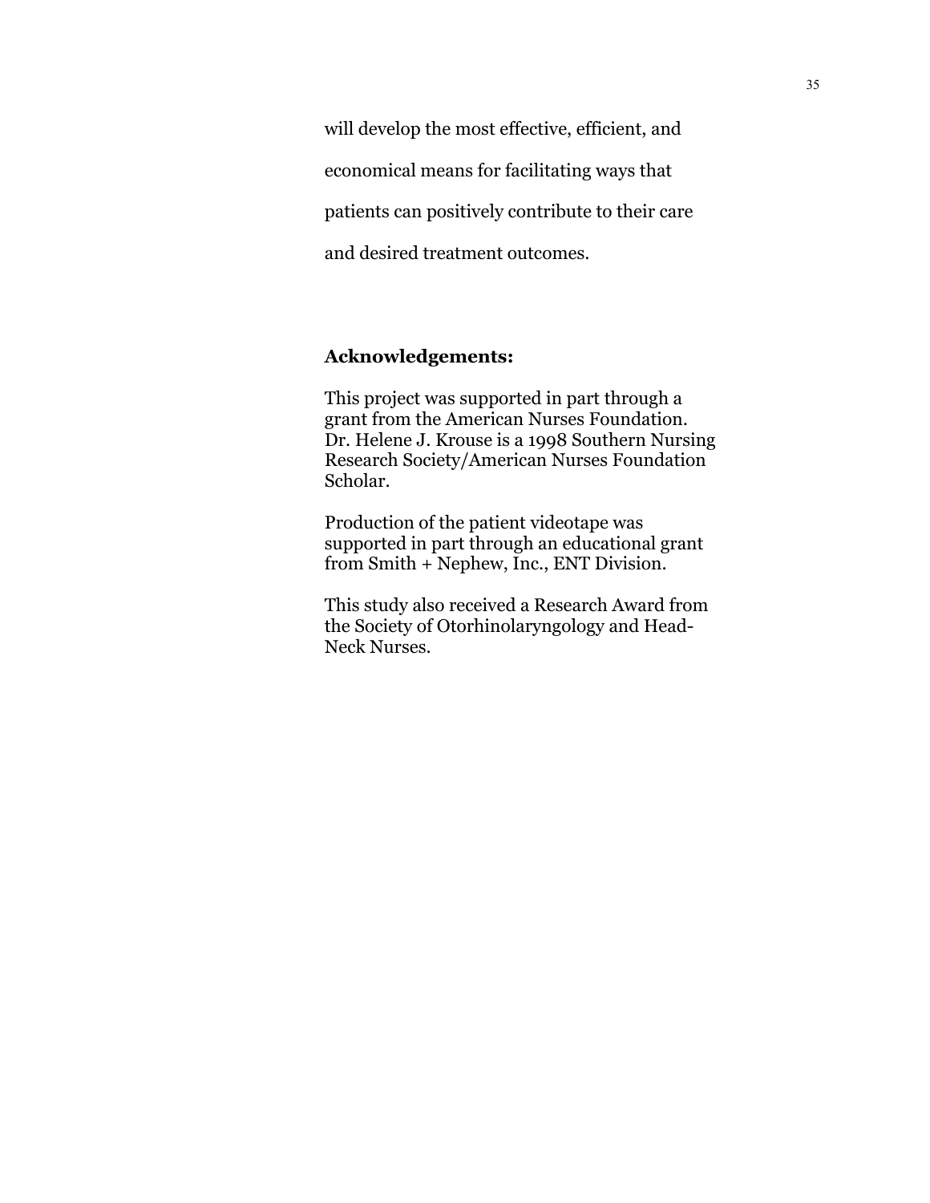will develop the most effective, efficient, and economical means for facilitating ways that patients can positively contribute to their care and desired treatment outcomes.

**Acknowledgements:**

This project was supported in part through a grant from the American Nurses Foundation. Dr. Helene J. Krouse is a 1998 Southern Nursing Research Society/American Nurses Foundation Scholar.

Production of the patient videotape was supported in part through an educational grant from Smith + Nephew, Inc., ENT Division.

This study also received a Research Award from the Society of Otorhinolaryngology and Head-Neck Nurses.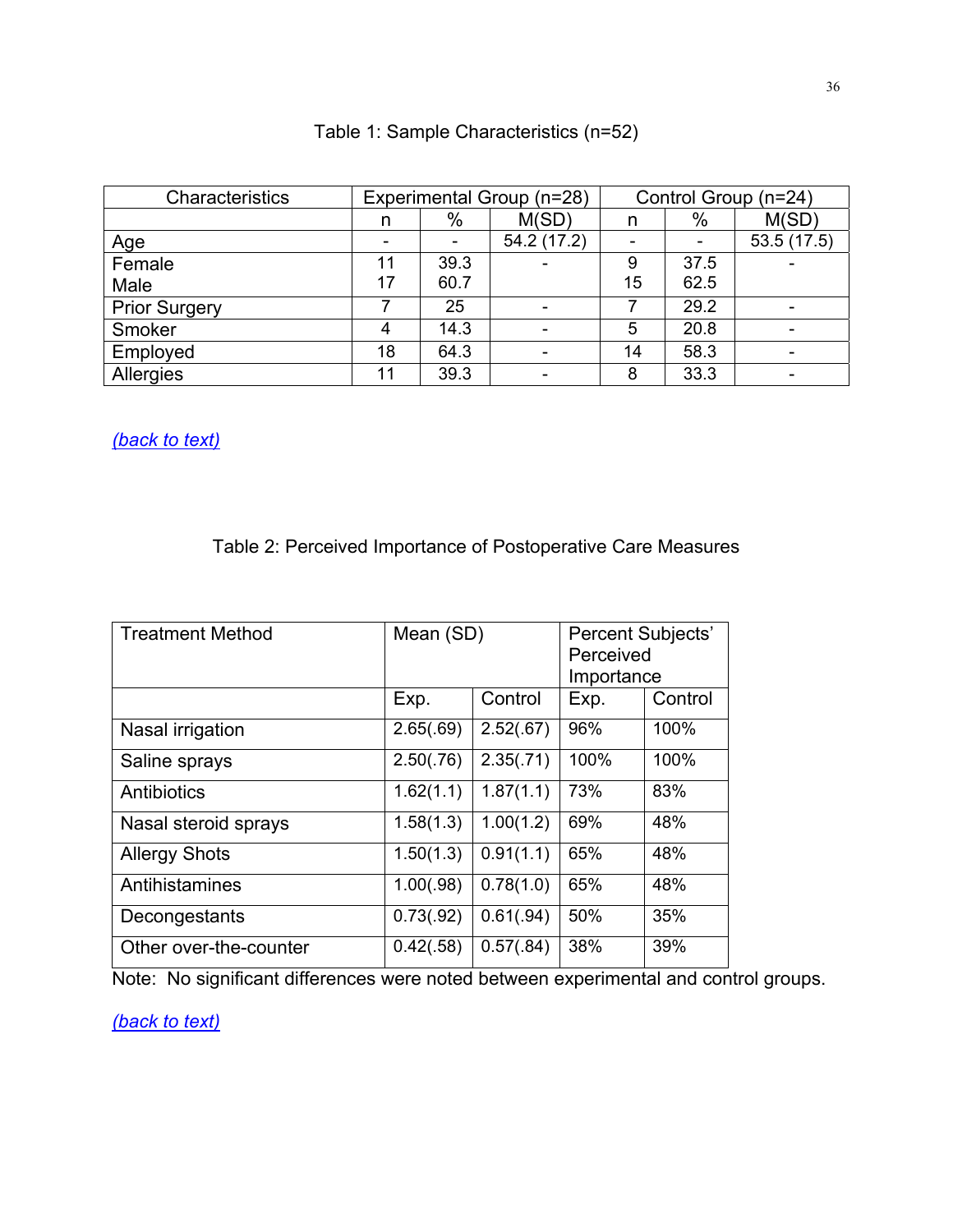Table 1: Sample Characteristics (n=52)

| Characteristics | Experimental Group (n=28) | | | Control Group (n=24) | | |
|---|---|---|---|---|---|---|
| | n | % | M(SD) | n | % | M(SD) |
| Age | - | - | 54.2 (17.2) | - | - | 53.5 (17.5) |
| Female | 11 | 39.3 | - | 9 | 37.5 | - |
| Male | 17 | 60.7 | | 15 | 62.5 | |
| Prior Surgery | 7 | 25 | - | 7 | 29.2 | - |
| Smoker | 4 | 14.3 | - | 5 | 20.8 | - |
| Employed | 18 | 64.3 | - | 14 | 58.3 | - |
| Allergies | 11 | 39.3 | - | 8 | 33.3 | - |

*(back to text)*

Table 2: Perceived Importance of Postoperative Care Measures

| Treatment Method | Mean (SD) | | Percent Subjects' Perceived Importance | |
|---|---|---|---|---|
| | Exp. | Control | Exp. | Control |
| Nasal irrigation | 2.65(.69) | 2.52(.67) | 96% | 100% |
| Saline sprays | 2.50(.76) | 2.35(.71) | 100% | 100% |
| Antibiotics | 1.62(1.1) | 1.87(1.1) | 73% | 83% |
| Nasal steroid sprays | 1.58(1.3) | 1.00(1.2) | 69% | 48% |
| Allergy Shots | 1.50(1.3) | 0.91(1.1) | 65% | 48% |
| Antihistamines | 1.00(.98) | 0.78(1.0) | 65% | 48% |
| Decongestants | 0.73(.92) | 0.61(.94) | 50% | 35% |
| Other over-the-counter | 0.42(.58) | 0.57(.84) | 38% | 39% |

Note: No significant differences were noted between experimental and control groups.

*(back to text)*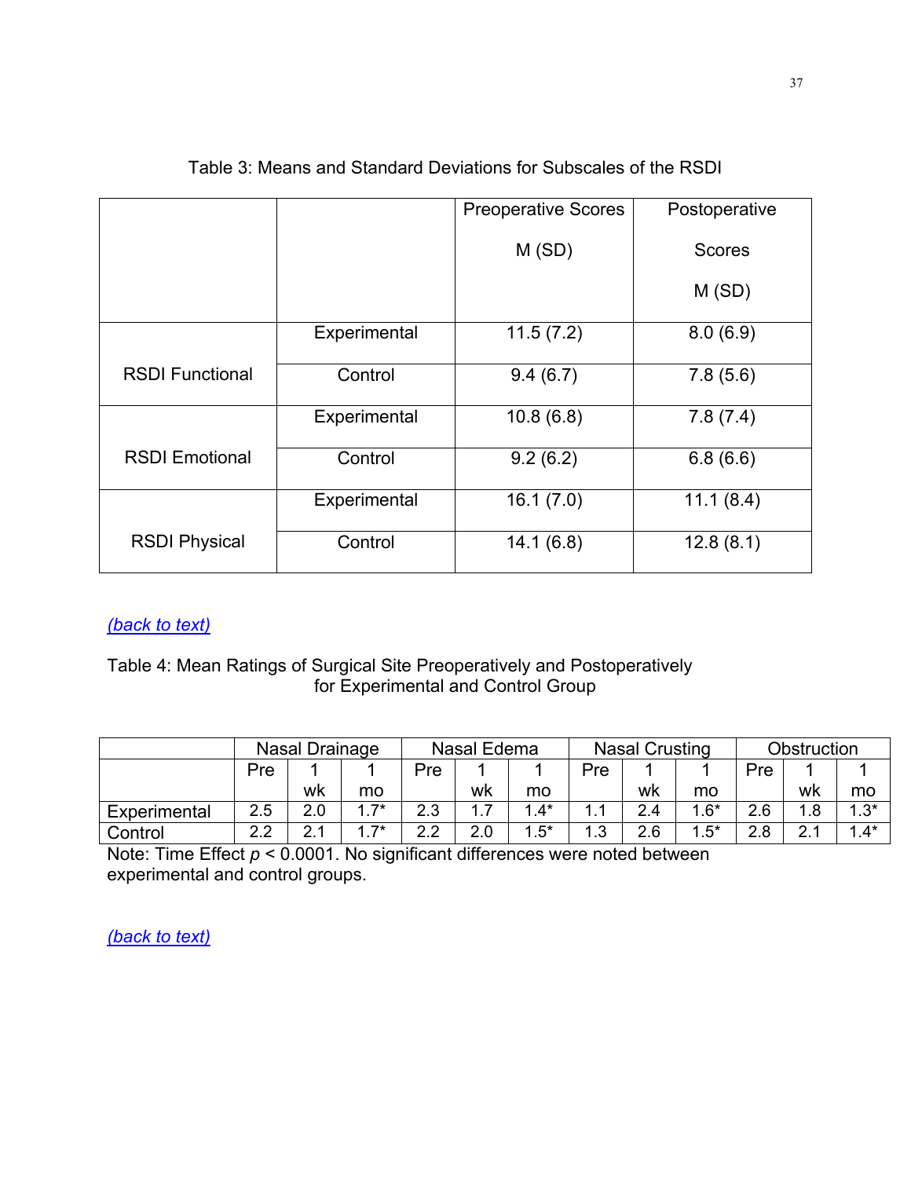Table 3: Means and Standard Deviations for Subscales of the RSDI

| | | Preoperative Scores M (SD) | Postoperative Scores M (SD) |
|---|---|---|---|
| RSDI Functional | Experimental | 11.5 (7.2) | 8.0 (6.9) |
| | Control | 9.4 (6.7) | 7.8 (5.6) |
| RSDI Emotional | Experimental | 10.8 (6.8) | 7.8 (7.4) |
| | Control | 9.2 (6.2) | 6.8 (6.6) |
| RSDI Physical | Experimental | 16.1 (7.0) | 11.1 (8.4) |
| | Control | 14.1 (6.8) | 12.8 (8.1) |

*(back to text)*

Table 4: Mean Ratings of Surgical Site Preoperatively and Postoperatively for Experimental and Control Group

| | Nasal Drainage | | | Nasal Edema | | | Nasal Crusting | | | Obstruction | | |
|---|---|---|---|---|---|---|---|---|---|---|---|---|
| | Pre | 1 wk | 1 mo | Pre | 1 wk | 1 mo | Pre | 1 wk | 1 mo | Pre | 1 wk | 1 mo |
| Experimental | 2.5 | 2.0 | 1.7* | 2.3 | 1.7 | 1.4* | 1.1 | 2.4 | 1.6* | 2.6 | 1.8 | 1.3* |
| Control | 2.2 | 2.1 | 1.7* | 2.2 | 2.0 | 1.5* | 1.3 | 2.6 | 1.5* | 2.8 | 2.1 | 1.4* |

Note: Time Effect $p < 0.0001$. No significant differences were noted between experimental and control groups.

*(back to text)*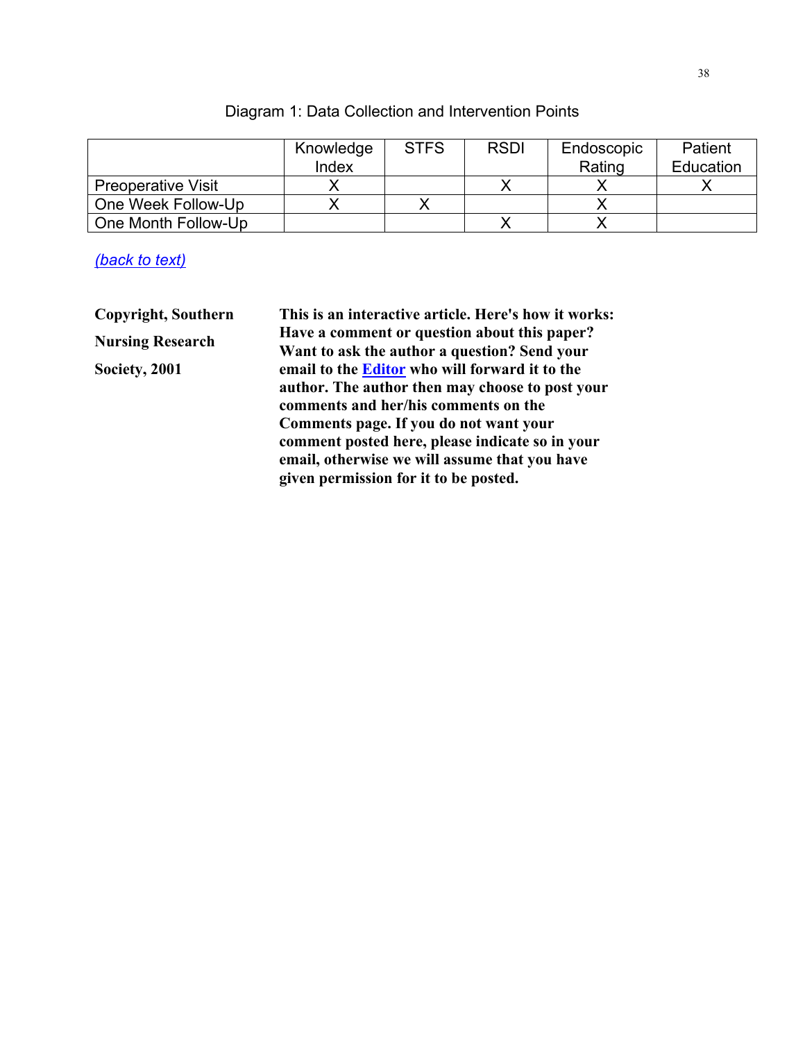Diagram 1: Data Collection and Intervention Points

| | Knowledge Index | STFS | RSDI | Endoscopic Rating | Patient Education |
|---|---|---|---|---|---|
| Preoperative Visit | X | | X | X | X |
| One Week Follow-Up | X | X | | X | |
| One Month Follow-Up | | | X | X | |

*(back to text)*

**Copyright, Southern Nursing Research Society, 2001**

**This is an interactive article. Here's how it works: Have a comment or question about this paper? Want to ask the author a question? Send your email to the Editor who will forward it to the author. The author then may choose to post your comments and her/his comments on the Comments page. If you do not want your comment posted here, please indicate so in your email, otherwise we will assume that you have given permission for it to be posted.**